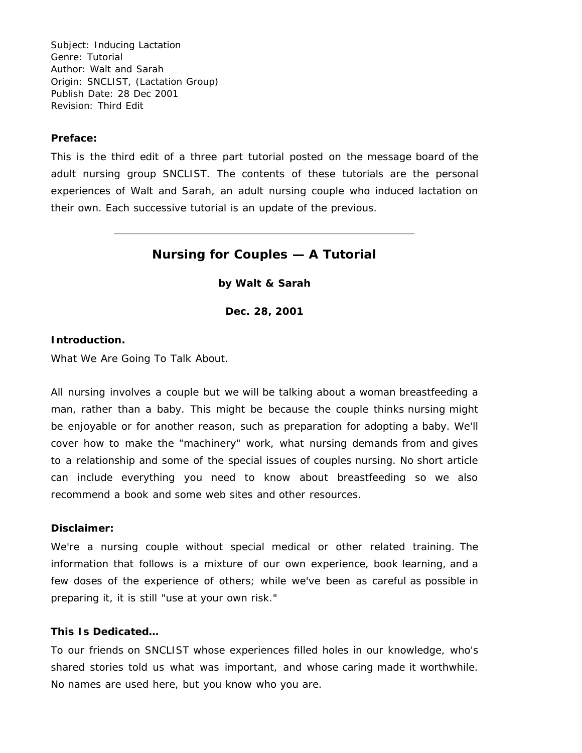Subject: Inducing Lactation
Genre: Tutorial
Author: Walt and Sarah
Origin: SNCLIST, (Lactation Group)
Publish Date: 28 Dec 2001
Revision: Third Edit

**Preface:**

This is the third edit of a three part tutorial posted on the message board of the adult nursing group SNCLIST. The contents of these tutorials are the personal experiences of Walt and Sarah, an adult nursing couple who induced lactation on their own. Each successive tutorial is an update of the previous.

---

# Nursing for Couples — A Tutorial

**by Walt & Sarah**

**Dec. 28, 2001**

**Introduction.**

What We Are Going To Talk About.

All nursing involves a couple but we will be talking about a woman breastfeeding a man, rather than a baby. This might be because the couple thinks nursing might be enjoyable or for another reason, such as preparation for adopting a baby. We'll cover how to make the "machinery" work, what nursing demands from and gives to a relationship and some of the special issues of couples nursing. No short article can include everything you need to know about breastfeeding so we also recommend a book and some web sites and other resources.

**Disclaimer:**

We're a nursing couple without special medical or other related training. The information that follows is a mixture of our own experience, book learning, and a few doses of the experience of others; while we've been as careful as possible in preparing it, it is still "use at your own risk."

**This Is Dedicated…**

To our friends on SNCLIST whose experiences filled holes in our knowledge, who's shared stories told us what was important, and whose caring made it worthwhile. No names are used here, but you know who you are.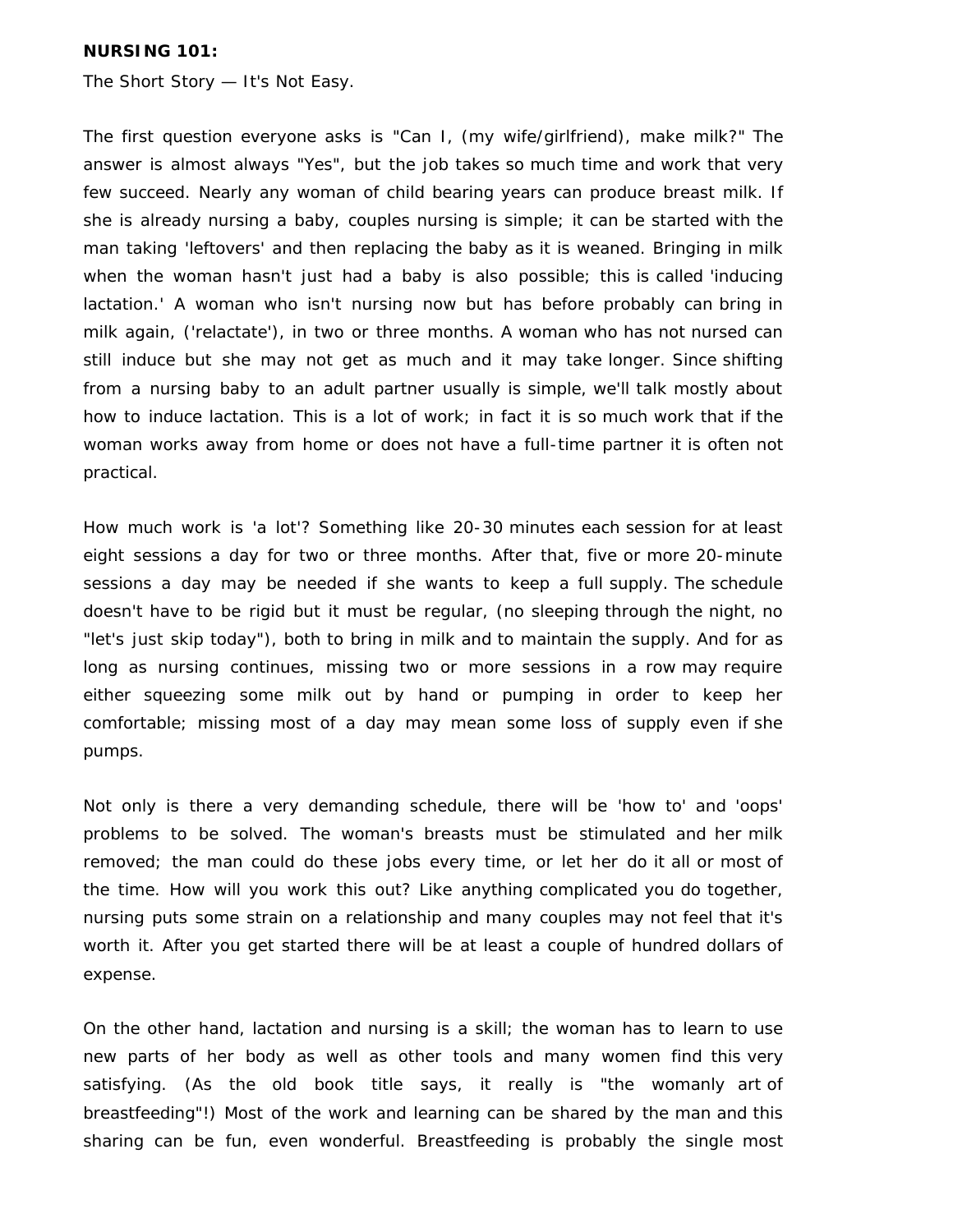**NURSING 101:**

The Short Story — It's Not Easy.

The first question everyone asks is "Can I, (my wife/girlfriend), make milk?" The answer is almost always "Yes", but the job takes so much time and work that very few succeed. Nearly any woman of child bearing years can produce breast milk. If she is already nursing a baby, couples nursing is simple; it can be started with the man taking 'leftovers' and then replacing the baby as it is weaned. Bringing in milk when the woman hasn't just had a baby is also possible; this is called 'inducing lactation.' A woman who isn't nursing now but has before probably can bring in milk again, ('relactate'), in two or three months. A woman who has not nursed can still induce but she may not get as much and it may take longer. Since shifting from a nursing baby to an adult partner usually is simple, we'll talk mostly about how to induce lactation. This is a lot of work; in fact it is so much work that if the woman works away from home or does not have a full-time partner it is often not practical.

How much work is 'a lot'? Something like 20-30 minutes each session for at least eight sessions a day for two or three months. After that, five or more 20-minute sessions a day may be needed if she wants to keep a full supply. The schedule doesn't have to be rigid but it must be regular, (no sleeping through the night, no "let's just skip today"), both to bring in milk and to maintain the supply. And for as long as nursing continues, missing two or more sessions in a row may require either squeezing some milk out by hand or pumping in order to keep her comfortable; missing most of a day may mean some loss of supply even if she pumps.

Not only is there a very demanding schedule, there will be 'how to' and 'oops' problems to be solved. The woman's breasts must be stimulated and her milk removed; the man could do these jobs every time, or let her do it all or most of the time. How will you work this out? Like anything complicated you do together, nursing puts some strain on a relationship and many couples may not feel that it's worth it. After you get started there will be at least a couple of hundred dollars of expense.

On the other hand, lactation and nursing is a skill; the woman has to learn to use new parts of her body as well as other tools and many women find this very satisfying. (As the old book title says, it really is "the womanly art of breastfeeding"!) Most of the work and learning can be shared by the man and this sharing can be fun, even wonderful. Breastfeeding is probably the single most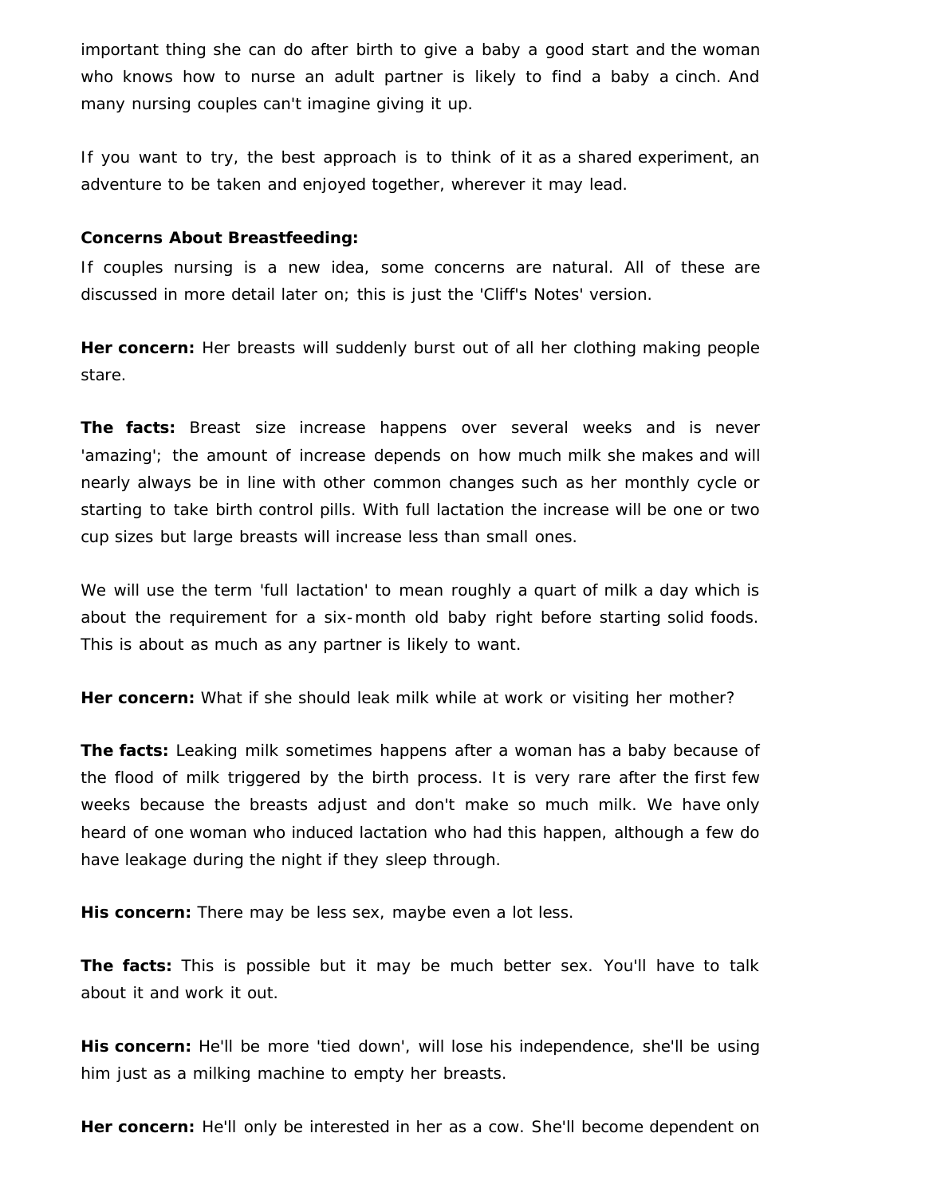important thing she can do after birth to give a baby a good start and the woman who knows how to nurse an adult partner is likely to find a baby a cinch. And many nursing couples can't imagine giving it up.

If you want to try, the best approach is to think of it as a shared experiment, an adventure to be taken and enjoyed together, wherever it may lead.

**Concerns About Breastfeeding:**

If couples nursing is a new idea, some concerns are natural. All of these are discussed in more detail later on; this is just the 'Cliff's Notes' version.

**Her concern:** Her breasts will suddenly burst out of all her clothing making people stare.

**The facts:** Breast size increase happens over several weeks and is never 'amazing'; the amount of increase depends on how much milk she makes and will nearly always be in line with other common changes such as her monthly cycle or starting to take birth control pills. With full lactation the increase will be one or two cup sizes but large breasts will increase less than small ones.

We will use the term 'full lactation' to mean roughly a quart of milk a day which is about the requirement for a six-month old baby right before starting solid foods. This is about as much as any partner is likely to want.

**Her concern:** What if she should leak milk while at work or visiting her mother?

**The facts:** Leaking milk sometimes happens after a woman has a baby because of the flood of milk triggered by the birth process. It is very rare after the first few weeks because the breasts adjust and don't make so much milk. We have only heard of one woman who induced lactation who had this happen, although a few do have leakage during the night if they sleep through.

**His concern:** There may be less sex, maybe even a lot less.

**The facts:** This is possible but it may be much better sex. You'll have to talk about it and work it out.

**His concern:** He'll be more 'tied down', will lose his independence, she'll be using him just as a milking machine to empty her breasts.

**Her concern:** He'll only be interested in her as a cow. She'll become dependent on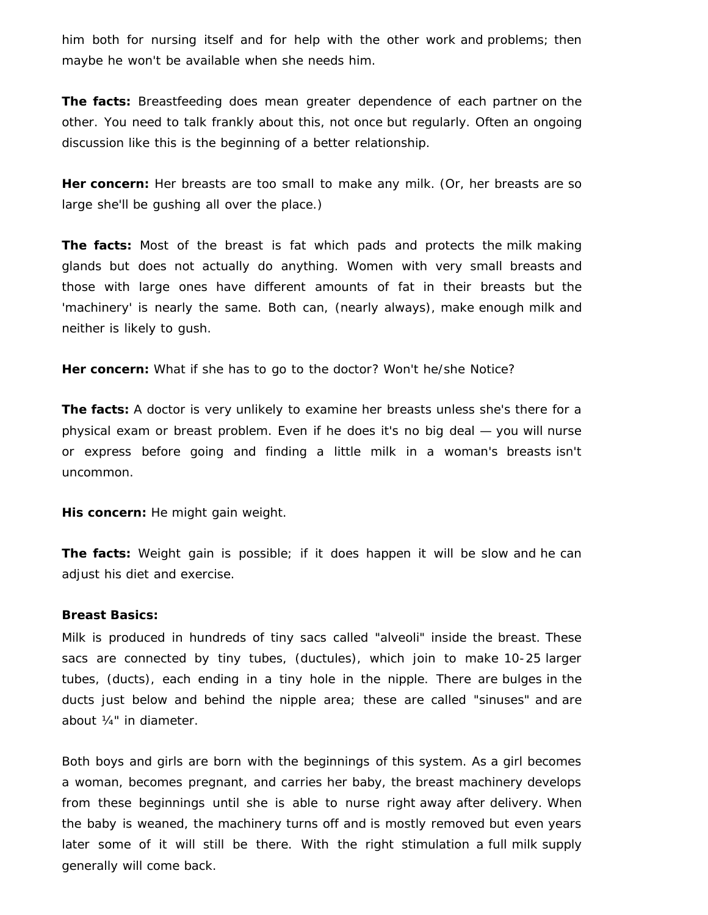him both for nursing itself and for help with the other work and problems; then maybe he won't be available when she needs him.

**The facts:** Breastfeeding does mean greater dependence of each partner on the other. You need to talk frankly about this, not once but regularly. Often an ongoing discussion like this is the beginning of a better relationship.

**Her concern:** Her breasts are too small to make any milk. (Or, her breasts are so large she'll be gushing all over the place.)

**The facts:** Most of the breast is fat which pads and protects the milk making glands but does not actually do anything. Women with very small breasts and those with large ones have different amounts of fat in their breasts but the 'machinery' is nearly the same. Both can, (nearly always), make enough milk and neither is likely to gush.

**Her concern:** What if she has to go to the doctor? Won't he/she Notice?

**The facts:** A doctor is very unlikely to examine her breasts unless she's there for a physical exam or breast problem. Even if he does it's no big deal — you will nurse or express before going and finding a little milk in a woman's breasts isn't uncommon.

**His concern:** He might gain weight.

**The facts:** Weight gain is possible; if it does happen it will be slow and he can adjust his diet and exercise.

**Breast Basics:**

Milk is produced in hundreds of tiny sacs called "alveoli" inside the breast. These sacs are connected by tiny tubes, (ductules), which join to make 10-25 larger tubes, (ducts), each ending in a tiny hole in the nipple. There are bulges in the ducts just below and behind the nipple area; these are called "sinuses" and are about ¼" in diameter.

Both boys and girls are born with the beginnings of this system. As a girl becomes a woman, becomes pregnant, and carries her baby, the breast machinery develops from these beginnings until she is able to nurse right away after delivery. When the baby is weaned, the machinery turns off and is mostly removed but even years later some of it will still be there. With the right stimulation a full milk supply generally will come back.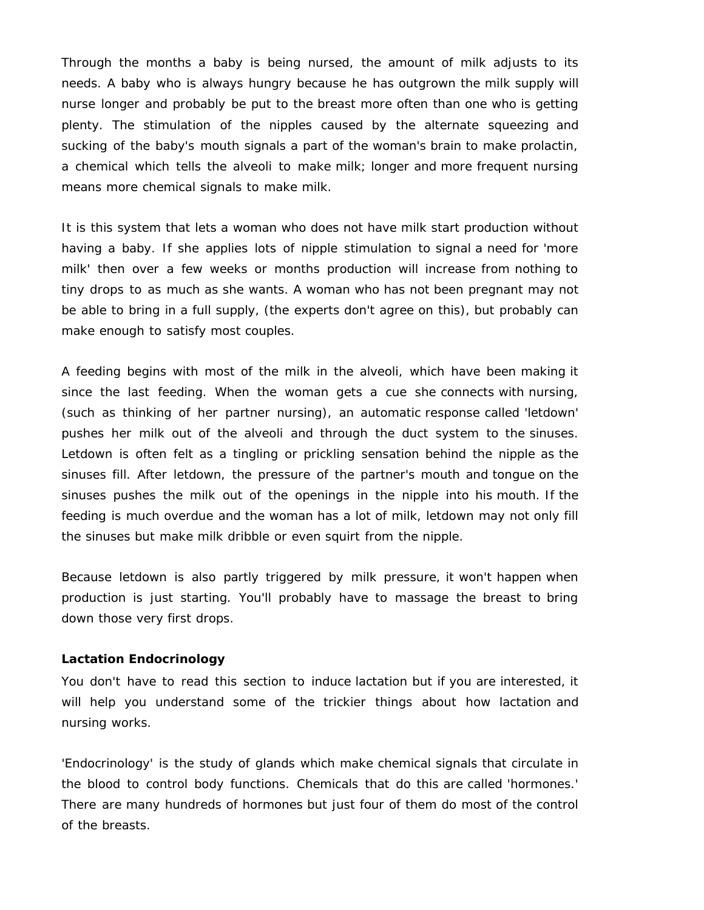Through the months a baby is being nursed, the amount of milk adjusts to its needs. A baby who is always hungry because he has outgrown the milk supply will nurse longer and probably be put to the breast more often than one who is getting plenty. The stimulation of the nipples caused by the alternate squeezing and sucking of the baby's mouth signals a part of the woman's brain to make prolactin, a chemical which tells the alveoli to make milk; longer and more frequent nursing means more chemical signals to make milk.

It is this system that lets a woman who does not have milk start production without having a baby. If she applies lots of nipple stimulation to signal a need for 'more milk' then over a few weeks or months production will increase from nothing to tiny drops to as much as she wants. A woman who has not been pregnant may not be able to bring in a full supply, (the experts don't agree on this), but probably can make enough to satisfy most couples.

A feeding begins with most of the milk in the alveoli, which have been making it since the last feeding. When the woman gets a cue she connects with nursing, (such as thinking of her partner nursing), an automatic response called 'letdown' pushes her milk out of the alveoli and through the duct system to the sinuses. Letdown is often felt as a tingling or prickling sensation behind the nipple as the sinuses fill. After letdown, the pressure of the partner's mouth and tongue on the sinuses pushes the milk out of the openings in the nipple into his mouth. If the feeding is much overdue and the woman has a lot of milk, letdown may not only fill the sinuses but make milk dribble or even squirt from the nipple.

Because letdown is also partly triggered by milk pressure, it won't happen when production is just starting. You'll probably have to massage the breast to bring down those very first drops.

**Lactation Endocrinology**

You don't have to read this section to induce lactation but if you are interested, it will help you understand some of the trickier things about how lactation and nursing works.

'Endocrinology' is the study of glands which make chemical signals that circulate in the blood to control body functions. Chemicals that do this are called 'hormones.' There are many hundreds of hormones but just four of them do most of the control of the breasts.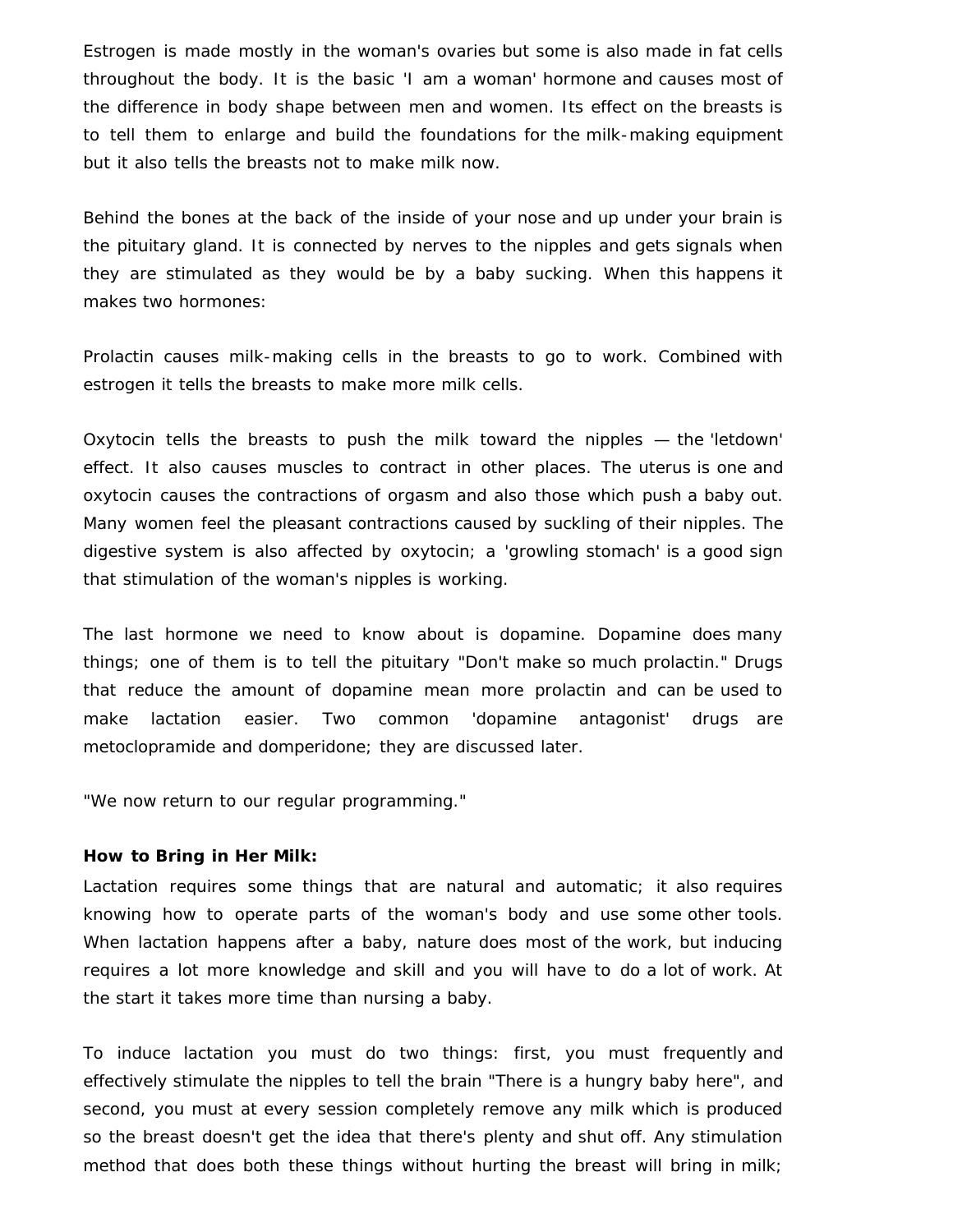Estrogen is made mostly in the woman's ovaries but some is also made in fat cells throughout the body. It is the basic 'I am a woman' hormone and causes most of the difference in body shape between men and women. Its effect on the breasts is to tell them to enlarge and build the foundations for the milk-making equipment but it also tells the breasts not to make milk now.

Behind the bones at the back of the inside of your nose and up under your brain is the pituitary gland. It is connected by nerves to the nipples and gets signals when they are stimulated as they would be by a baby sucking. When this happens it makes two hormones:

Prolactin causes milk-making cells in the breasts to go to work. Combined with estrogen it tells the breasts to make more milk cells.

Oxytocin tells the breasts to push the milk toward the nipples — the 'letdown' effect. It also causes muscles to contract in other places. The uterus is one and oxytocin causes the contractions of orgasm and also those which push a baby out. Many women feel the pleasant contractions caused by suckling of their nipples. The digestive system is also affected by oxytocin; a 'growling stomach' is a good sign that stimulation of the woman's nipples is working.

The last hormone we need to know about is dopamine. Dopamine does many things; one of them is to tell the pituitary "Don't make so much prolactin." Drugs that reduce the amount of dopamine mean more prolactin and can be used to make lactation easier. Two common 'dopamine antagonist' drugs are metoclopramide and domperidone; they are discussed later.

"We now return to our regular programming."

**How to Bring in Her Milk:**

Lactation requires some things that are natural and automatic; it also requires knowing how to operate parts of the woman's body and use some other tools. When lactation happens after a baby, nature does most of the work, but inducing requires a lot more knowledge and skill and you will have to do a lot of work. At the start it takes more time than nursing a baby.

To induce lactation you must do two things: first, you must frequently and effectively stimulate the nipples to tell the brain "There is a hungry baby here", and second, you must at every session completely remove any milk which is produced so the breast doesn't get the idea that there's plenty and shut off. Any stimulation method that does both these things without hurting the breast will bring in milk;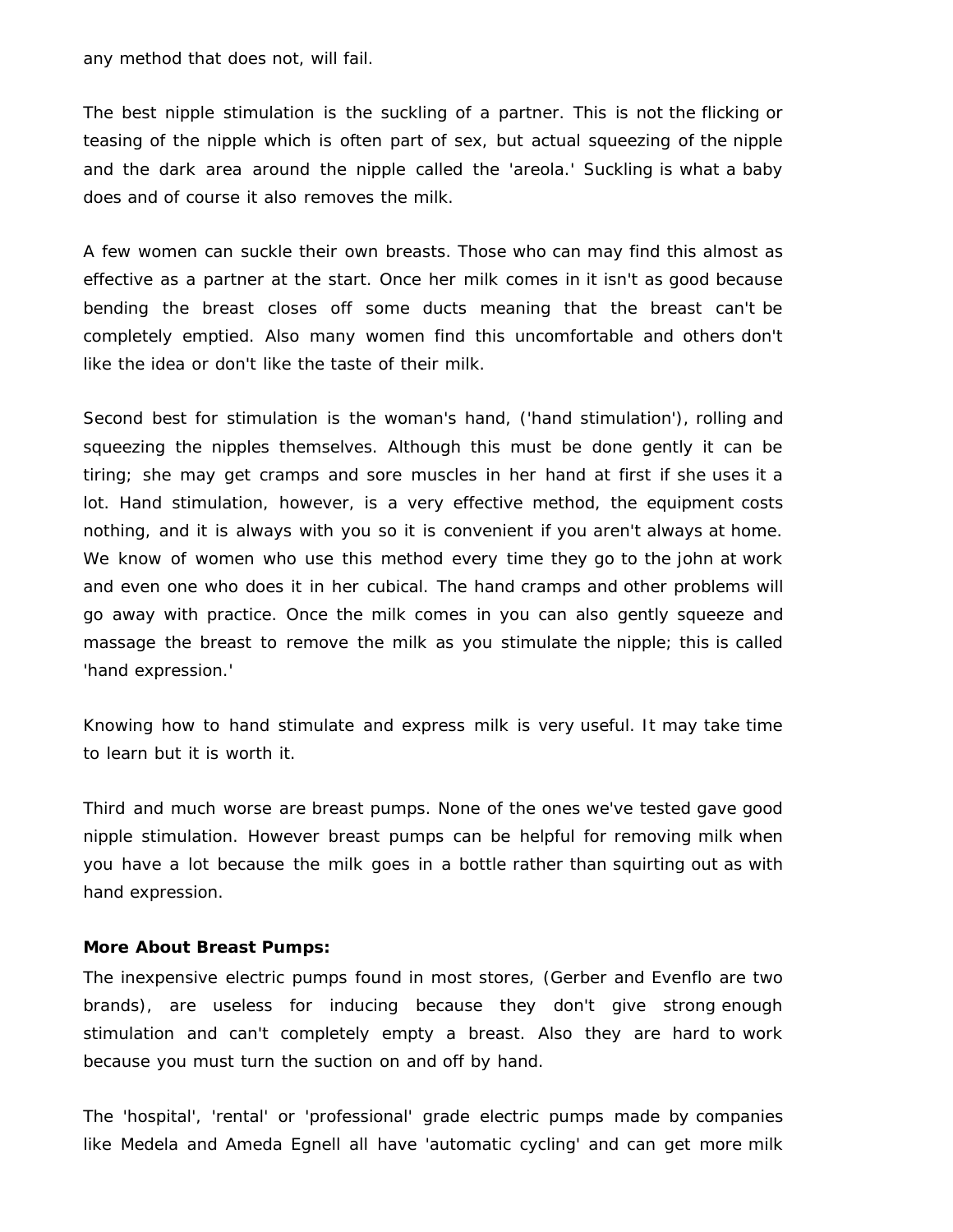any method that does not, will fail.

The best nipple stimulation is the suckling of a partner. This is not the flicking or teasing of the nipple which is often part of sex, but actual squeezing of the nipple and the dark area around the nipple called the 'areola.' Suckling is what a baby does and of course it also removes the milk.

A few women can suckle their own breasts. Those who can may find this almost as effective as a partner at the start. Once her milk comes in it isn't as good because bending the breast closes off some ducts meaning that the breast can't be completely emptied. Also many women find this uncomfortable and others don't like the idea or don't like the taste of their milk.

Second best for stimulation is the woman's hand, ('hand stimulation'), rolling and squeezing the nipples themselves. Although this must be done gently it can be tiring; she may get cramps and sore muscles in her hand at first if she uses it a lot. Hand stimulation, however, is a very effective method, the equipment costs nothing, and it is always with you so it is convenient if you aren't always at home. We know of women who use this method every time they go to the john at work and even one who does it in her cubical. The hand cramps and other problems will go away with practice. Once the milk comes in you can also gently squeeze and massage the breast to remove the milk as you stimulate the nipple; this is called 'hand expression.'

Knowing how to hand stimulate and express milk is very useful. It may take time to learn but it is worth it.

Third and much worse are breast pumps. None of the ones we've tested gave good nipple stimulation. However breast pumps can be helpful for removing milk when you have a lot because the milk goes in a bottle rather than squirting out as with hand expression.

**More About Breast Pumps:**

The inexpensive electric pumps found in most stores, (Gerber and Evenflo are two brands), are useless for inducing because they don't give strong enough stimulation and can't completely empty a breast. Also they are hard to work because you must turn the suction on and off by hand.

The 'hospital', 'rental' or 'professional' grade electric pumps made by companies like Medela and Ameda Egnell all have 'automatic cycling' and can get more milk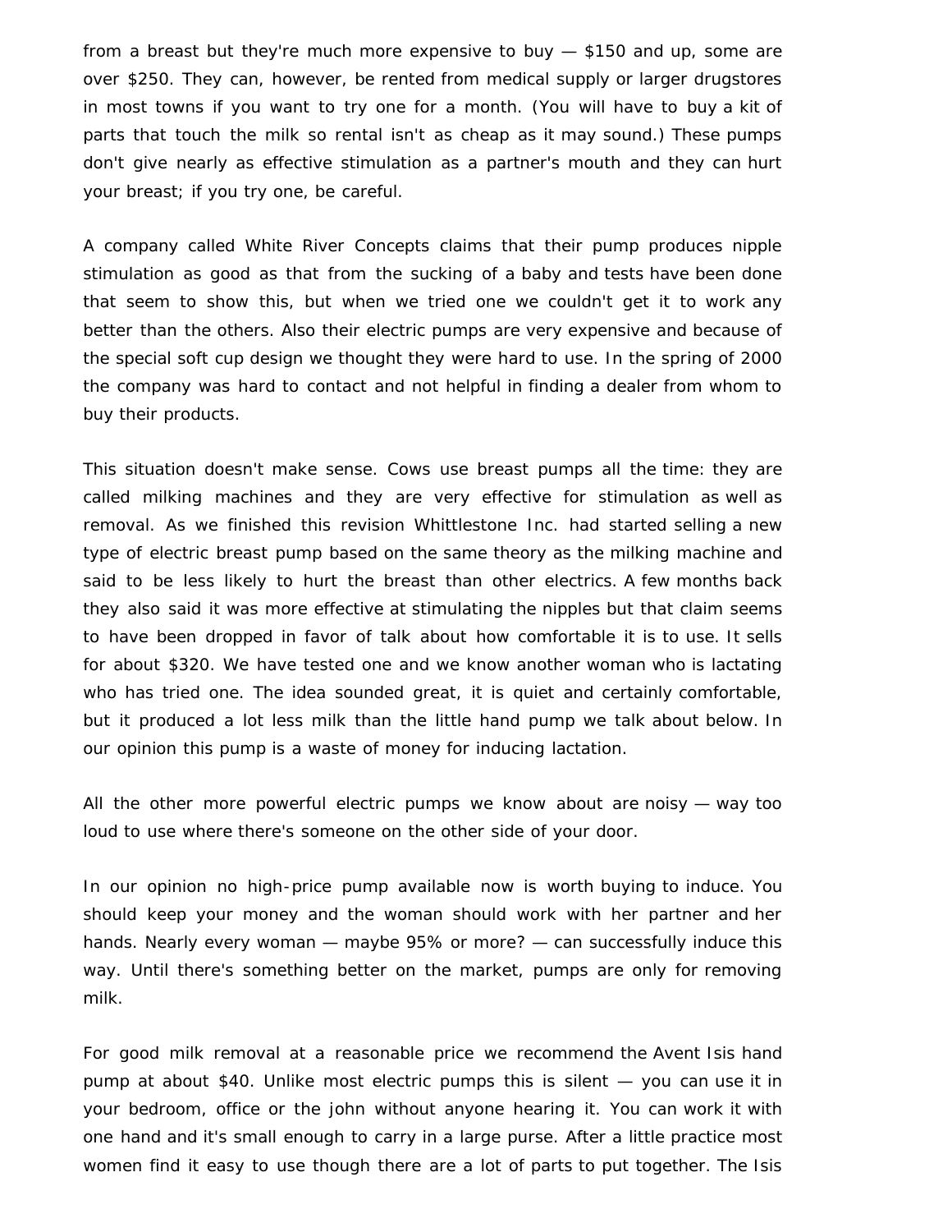from a breast but they're much more expensive to buy — $150 and up, some are over $250. They can, however, be rented from medical supply or larger drugstores in most towns if you want to try one for a month. (You will have to buy a kit of parts that touch the milk so rental isn't as cheap as it may sound.) These pumps don't give nearly as effective stimulation as a partner's mouth and they can hurt your breast; if you try one, be careful.

A company called White River Concepts claims that their pump produces nipple stimulation as good as that from the sucking of a baby and tests have been done that seem to show this, but when we tried one we couldn't get it to work any better than the others. Also their electric pumps are very expensive and because of the special soft cup design we thought they were hard to use. In the spring of 2000 the company was hard to contact and not helpful in finding a dealer from whom to buy their products.

This situation doesn't make sense. Cows use breast pumps all the time: they are called milking machines and they are very effective for stimulation as well as removal. As we finished this revision Whittlestone Inc. had started selling a new type of electric breast pump based on the same theory as the milking machine and said to be less likely to hurt the breast than other electrics. A few months back they also said it was more effective at stimulating the nipples but that claim seems to have been dropped in favor of talk about how comfortable it is to use. It sells for about $320. We have tested one and we know another woman who is lactating who has tried one. The idea sounded great, it is quiet and certainly comfortable, but it produced a lot less milk than the little hand pump we talk about below. In our opinion this pump is a waste of money for inducing lactation.

All the other more powerful electric pumps we know about are noisy — way too loud to use where there's someone on the other side of your door.

In our opinion no high-price pump available now is worth buying to induce. You should keep your money and the woman should work with her partner and her hands. Nearly every woman — maybe 95% or more? — can successfully induce this way. Until there's something better on the market, pumps are only for removing milk.

For good milk removal at a reasonable price we recommend the Avent Isis hand pump at about $40. Unlike most electric pumps this is silent — you can use it in your bedroom, office or the john without anyone hearing it. You can work it with one hand and it's small enough to carry in a large purse. After a little practice most women find it easy to use though there are a lot of parts to put together. The Isis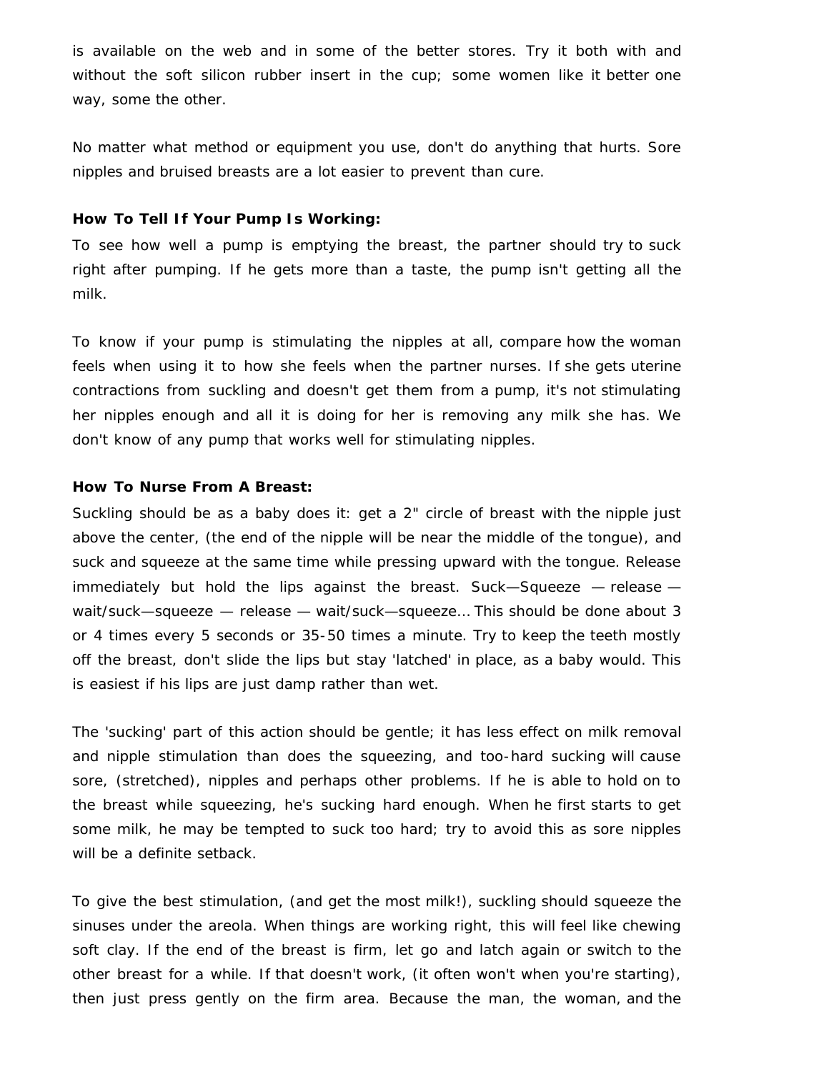is available on the web and in some of the better stores. Try it both with and without the soft silicon rubber insert in the cup; some women like it better one way, some the other.

No matter what method or equipment you use, don't do anything that hurts. Sore nipples and bruised breasts are a lot easier to prevent than cure.

**How To Tell If Your Pump Is Working:**

To see how well a pump is emptying the breast, the partner should try to suck right after pumping. If he gets more than a taste, the pump isn't getting all the milk.

To know if your pump is stimulating the nipples at all, compare how the woman feels when using it to how she feels when the partner nurses. If she gets uterine contractions from suckling and doesn't get them from a pump, it's not stimulating her nipples enough and all it is doing for her is removing any milk she has. We don't know of any pump that works well for stimulating nipples.

**How To Nurse From A Breast:**

Suckling should be as a baby does it: get a 2" circle of breast with the nipple just above the center, (the end of the nipple will be near the middle of the tongue), and suck and squeeze at the same time while pressing upward with the tongue. Release immediately but hold the lips against the breast. Suck—Squeeze — release — wait/suck—squeeze — release — wait/suck—squeeze... This should be done about 3 or 4 times every 5 seconds or 35-50 times a minute. Try to keep the teeth mostly off the breast, don't slide the lips but stay 'latched' in place, as a baby would. This is easiest if his lips are just damp rather than wet.

The 'sucking' part of this action should be gentle; it has less effect on milk removal and nipple stimulation than does the squeezing, and too-hard sucking will cause sore, (stretched), nipples and perhaps other problems. If he is able to hold on to the breast while squeezing, he's sucking hard enough. When he first starts to get some milk, he may be tempted to suck too hard; try to avoid this as sore nipples will be a definite setback.

To give the best stimulation, (and get the most milk!), suckling should squeeze the sinuses under the areola. When things are working right, this will feel like chewing soft clay. If the end of the breast is firm, let go and latch again or switch to the other breast for a while. If that doesn't work, (it often won't when you're starting), then just press gently on the firm area. Because the man, the woman, and the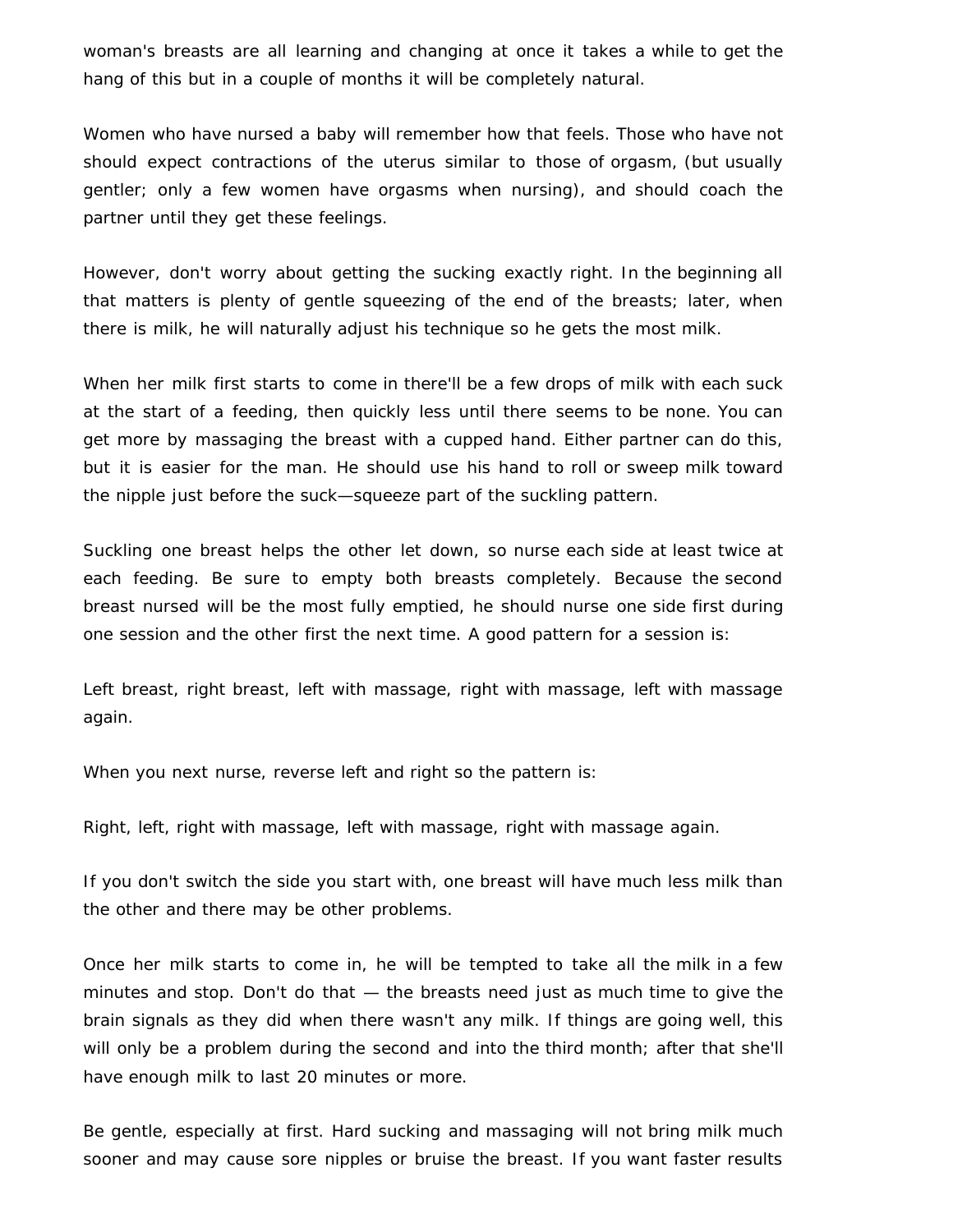woman's breasts are all learning and changing at once it takes a while to get the hang of this but in a couple of months it will be completely natural.

Women who have nursed a baby will remember how that feels. Those who have not should expect contractions of the uterus similar to those of orgasm, (but usually gentler; only a few women have orgasms when nursing), and should coach the partner until they get these feelings.

However, don't worry about getting the sucking exactly right. In the beginning all that matters is plenty of gentle squeezing of the end of the breasts; later, when there is milk, he will naturally adjust his technique so he gets the most milk.

When her milk first starts to come in there'll be a few drops of milk with each suck at the start of a feeding, then quickly less until there seems to be none. You can get more by massaging the breast with a cupped hand. Either partner can do this, but it is easier for the man. He should use his hand to roll or sweep milk toward the nipple just before the suck—squeeze part of the suckling pattern.

Suckling one breast helps the other let down, so nurse each side at least twice at each feeding. Be sure to empty both breasts completely. Because the second breast nursed will be the most fully emptied, he should nurse one side first during one session and the other first the next time. A good pattern for a session is:

Left breast, right breast, left with massage, right with massage, left with massage again.

When you next nurse, reverse left and right so the pattern is:

Right, left, right with massage, left with massage, right with massage again.

If you don't switch the side you start with, one breast will have much less milk than the other and there may be other problems.

Once her milk starts to come in, he will be tempted to take all the milk in a few minutes and stop. Don't do that — the breasts need just as much time to give the brain signals as they did when there wasn't any milk. If things are going well, this will only be a problem during the second and into the third month; after that she'll have enough milk to last 20 minutes or more.

Be gentle, especially at first. Hard sucking and massaging will not bring milk much sooner and may cause sore nipples or bruise the breast. If you want faster results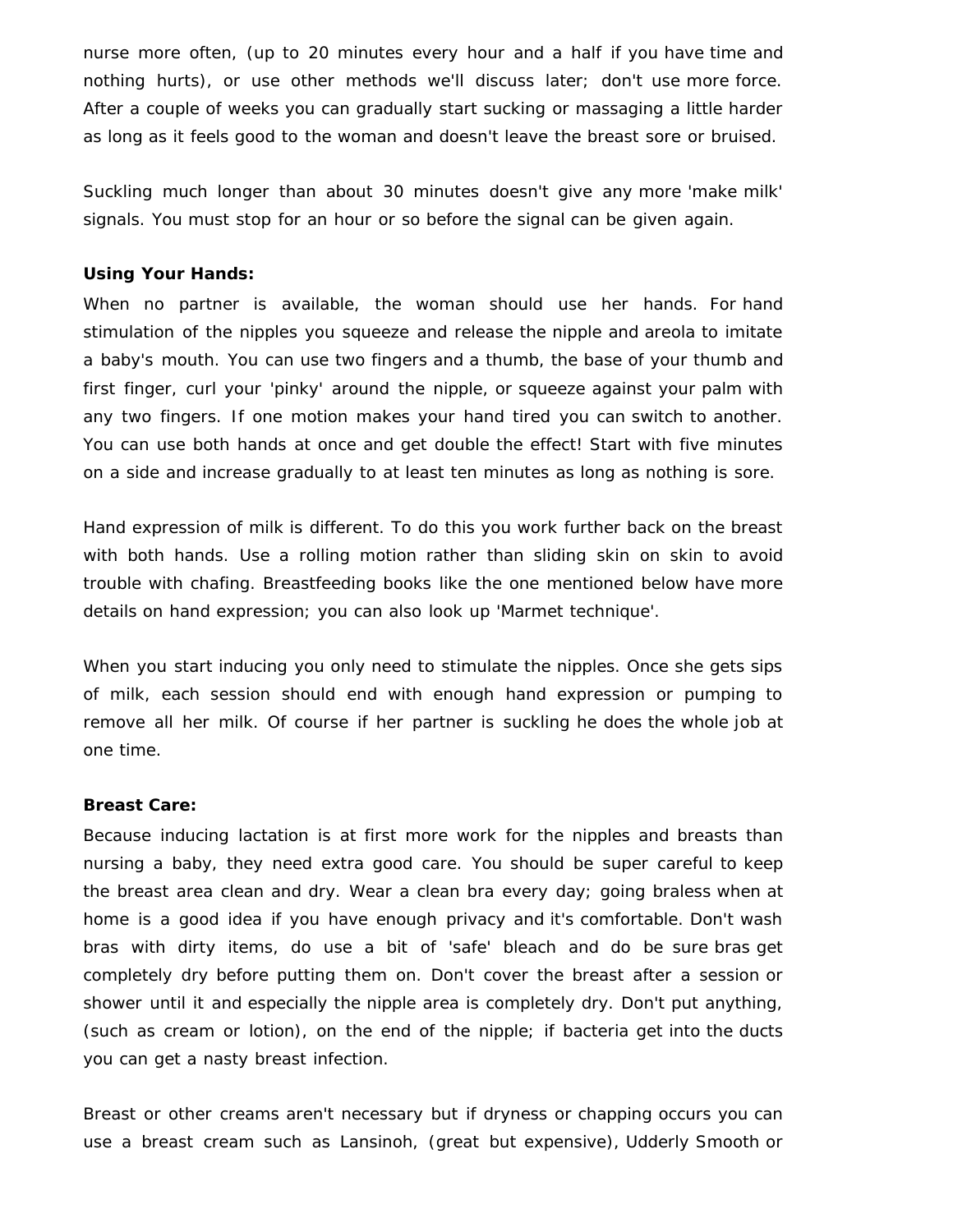nurse more often, (up to 20 minutes every hour and a half if you have time and nothing hurts), or use other methods we'll discuss later; don't use more force. After a couple of weeks you can gradually start sucking or massaging a little harder as long as it feels good to the woman and doesn't leave the breast sore or bruised.

Suckling much longer than about 30 minutes doesn't give any more 'make milk' signals. You must stop for an hour or so before the signal can be given again.

**Using Your Hands:**

When no partner is available, the woman should use her hands. For hand stimulation of the nipples you squeeze and release the nipple and areola to imitate a baby's mouth. You can use two fingers and a thumb, the base of your thumb and first finger, curl your 'pinky' around the nipple, or squeeze against your palm with any two fingers. If one motion makes your hand tired you can switch to another. You can use both hands at once and get double the effect! Start with five minutes on a side and increase gradually to at least ten minutes as long as nothing is sore.

Hand expression of milk is different. To do this you work further back on the breast with both hands. Use a rolling motion rather than sliding skin on skin to avoid trouble with chafing. Breastfeeding books like the one mentioned below have more details on hand expression; you can also look up 'Marmet technique'.

When you start inducing you only need to stimulate the nipples. Once she gets sips of milk, each session should end with enough hand expression or pumping to remove all her milk. Of course if her partner is suckling he does the whole job at one time.

**Breast Care:**

Because inducing lactation is at first more work for the nipples and breasts than nursing a baby, they need extra good care. You should be super careful to keep the breast area clean and dry. Wear a clean bra every day; going braless when at home is a good idea if you have enough privacy and it's comfortable. Don't wash bras with dirty items, do use a bit of 'safe' bleach and do be sure bras get completely dry before putting them on. Don't cover the breast after a session or shower until it and especially the nipple area is completely dry. Don't put anything, (such as cream or lotion), on the end of the nipple; if bacteria get into the ducts you can get a nasty breast infection.

Breast or other creams aren't necessary but if dryness or chapping occurs you can use a breast cream such as Lansinoh, (great but expensive), Udderly Smooth or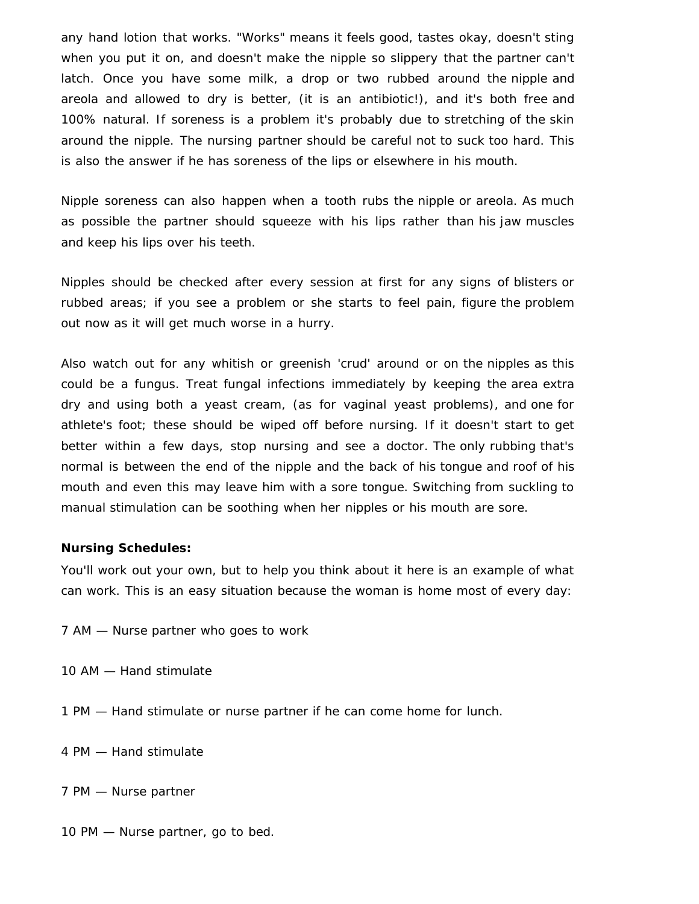any hand lotion that works. "Works" means it feels good, tastes okay, doesn't sting when you put it on, and doesn't make the nipple so slippery that the partner can't latch. Once you have some milk, a drop or two rubbed around the nipple and areola and allowed to dry is better, (it is an antibiotic!), and it's both free and 100% natural. If soreness is a problem it's probably due to stretching of the skin around the nipple. The nursing partner should be careful not to suck too hard. This is also the answer if he has soreness of the lips or elsewhere in his mouth.

Nipple soreness can also happen when a tooth rubs the nipple or areola. As much as possible the partner should squeeze with his lips rather than his jaw muscles and keep his lips over his teeth.

Nipples should be checked after every session at first for any signs of blisters or rubbed areas; if you see a problem or she starts to feel pain, figure the problem out now as it will get much worse in a hurry.

Also watch out for any whitish or greenish 'crud' around or on the nipples as this could be a fungus. Treat fungal infections immediately by keeping the area extra dry and using both a yeast cream, (as for vaginal yeast problems), and one for athlete's foot; these should be wiped off before nursing. If it doesn't start to get better within a few days, stop nursing and see a doctor. The only rubbing that's normal is between the end of the nipple and the back of his tongue and roof of his mouth and even this may leave him with a sore tongue. Switching from suckling to manual stimulation can be soothing when her nipples or his mouth are sore.

**Nursing Schedules:**

You'll work out your own, but to help you think about it here is an example of what can work. This is an easy situation because the woman is home most of every day:

7 AM — Nurse partner who goes to work

10 AM — Hand stimulate

1 PM — Hand stimulate or nurse partner if he can come home for lunch.

4 PM — Hand stimulate

7 PM — Nurse partner

10 PM — Nurse partner, go to bed.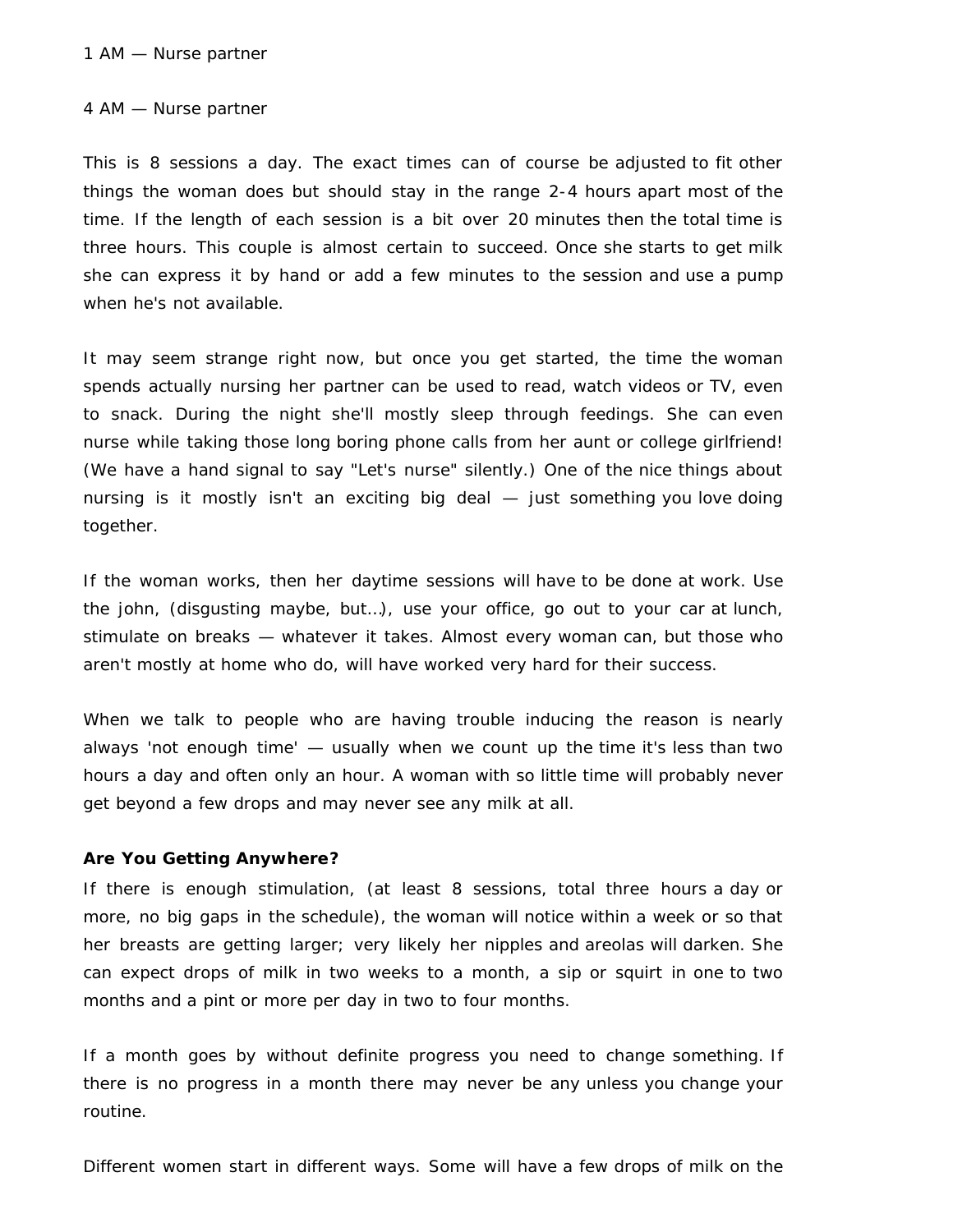1 AM — Nurse partner

4 AM — Nurse partner

This is 8 sessions a day. The exact times can of course be adjusted to fit other things the woman does but should stay in the range 2-4 hours apart most of the time. If the length of each session is a bit over 20 minutes then the total time is three hours. This couple is almost certain to succeed. Once she starts to get milk she can express it by hand or add a few minutes to the session and use a pump when he's not available.

It may seem strange right now, but once you get started, the time the woman spends actually nursing her partner can be used to read, watch videos or TV, even to snack. During the night she'll mostly sleep through feedings. She can even nurse while taking those long boring phone calls from her aunt or college girlfriend! (We have a hand signal to say "Let's nurse" silently.) One of the nice things about nursing is it mostly isn't an exciting big deal — just something you love doing together.

If the woman works, then her daytime sessions will have to be done at work. Use the john, (disgusting maybe, but…), use your office, go out to your car at lunch, stimulate on breaks — whatever it takes. Almost every woman can, but those who aren't mostly at home who do, will have worked very hard for their success.

When we talk to people who are having trouble inducing the reason is nearly always 'not enough time' — usually when we count up the time it's less than two hours a day and often only an hour. A woman with so little time will probably never get beyond a few drops and may never see any milk at all.

**Are You Getting Anywhere?**

If there is enough stimulation, (at least 8 sessions, total three hours a day or more, no big gaps in the schedule), the woman will notice within a week or so that her breasts are getting larger; very likely her nipples and areolas will darken. She can expect drops of milk in two weeks to a month, a sip or squirt in one to two months and a pint or more per day in two to four months.

If a month goes by without definite progress you need to change something. If there is no progress in a month there may never be any unless you change your routine.

Different women start in different ways. Some will have a few drops of milk on the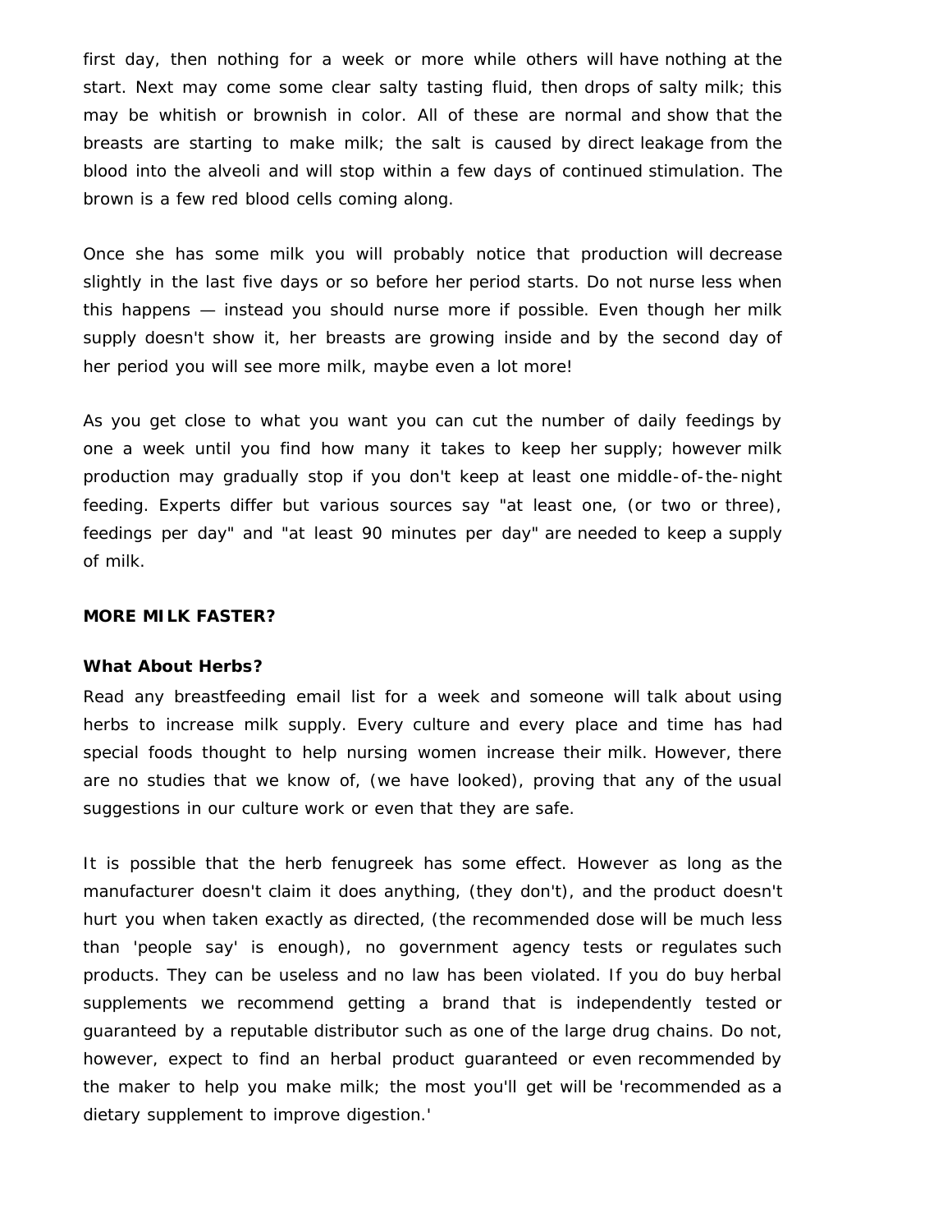first day, then nothing for a week or more while others will have nothing at the start. Next may come some clear salty tasting fluid, then drops of salty milk; this may be whitish or brownish in color. All of these are normal and show that the breasts are starting to make milk; the salt is caused by direct leakage from the blood into the alveoli and will stop within a few days of continued stimulation. The brown is a few red blood cells coming along.

Once she has some milk you will probably notice that production will decrease slightly in the last five days or so before her period starts. Do not nurse less when this happens — instead you should nurse more if possible. Even though her milk supply doesn't show it, her breasts are growing inside and by the second day of her period you will see more milk, maybe even a lot more!

As you get close to what you want you can cut the number of daily feedings by one a week until you find how many it takes to keep her supply; however milk production may gradually stop if you don't keep at least one middle-of-the-night feeding. Experts differ but various sources say "at least one, (or two or three), feedings per day" and "at least 90 minutes per day" are needed to keep a supply of milk.

**MORE MILK FASTER?**

**What About Herbs?**

Read any breastfeeding email list for a week and someone will talk about using herbs to increase milk supply. Every culture and every place and time has had special foods thought to help nursing women increase their milk. However, there are no studies that we know of, (we have looked), proving that any of the usual suggestions in our culture work or even that they are safe.

It is possible that the herb fenugreek has some effect. However as long as the manufacturer doesn't claim it does anything, (they don't), and the product doesn't hurt you when taken exactly as directed, (the recommended dose will be much less than 'people say' is enough), no government agency tests or regulates such products. They can be useless and no law has been violated. If you do buy herbal supplements we recommend getting a brand that is independently tested or guaranteed by a reputable distributor such as one of the large drug chains. Do not, however, expect to find an herbal product guaranteed or even recommended by the maker to help you make milk; the most you'll get will be 'recommended as a dietary supplement to improve digestion.'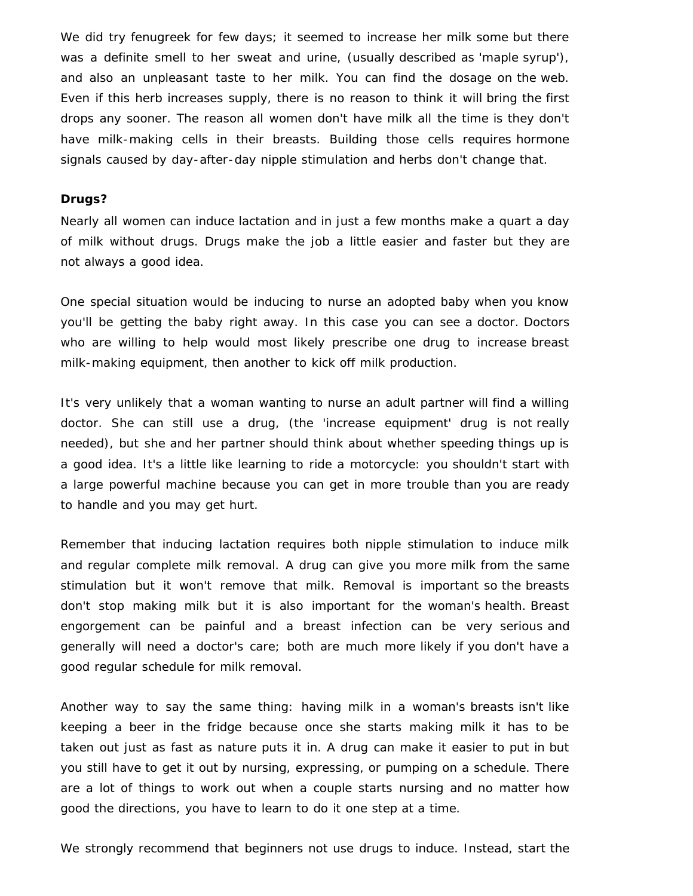We did try fenugreek for few days; it seemed to increase her milk some but there was a definite smell to her sweat and urine, (usually described as 'maple syrup'), and also an unpleasant taste to her milk. You can find the dosage on the web. Even if this herb increases supply, there is no reason to think it will bring the first drops any sooner. The reason all women don't have milk all the time is they don't have milk-making cells in their breasts. Building those cells requires hormone signals caused by day-after-day nipple stimulation and herbs don't change that.

**Drugs?**

Nearly all women can induce lactation and in just a few months make a quart a day of milk without drugs. Drugs make the job a little easier and faster but they are not always a good idea.

One special situation would be inducing to nurse an adopted baby when you know you'll be getting the baby right away. In this case you can see a doctor. Doctors who are willing to help would most likely prescribe one drug to increase breast milk-making equipment, then another to kick off milk production.

It's very unlikely that a woman wanting to nurse an adult partner will find a willing doctor. She can still use a drug, (the 'increase equipment' drug is not really needed), but she and her partner should think about whether speeding things up is a good idea. It's a little like learning to ride a motorcycle: you shouldn't start with a large powerful machine because you can get in more trouble than you are ready to handle and you may get hurt.

Remember that inducing lactation requires both nipple stimulation to induce milk and regular complete milk removal. A drug can give you more milk from the same stimulation but it won't remove that milk. Removal is important so the breasts don't stop making milk but it is also important for the woman's health. Breast engorgement can be painful and a breast infection can be very serious and generally will need a doctor's care; both are much more likely if you don't have a good regular schedule for milk removal.

Another way to say the same thing: having milk in a woman's breasts isn't like keeping a beer in the fridge because once she starts making milk it has to be taken out just as fast as nature puts it in. A drug can make it easier to put in but you still have to get it out by nursing, expressing, or pumping on a schedule. There are a lot of things to work out when a couple starts nursing and no matter how good the directions, you have to learn to do it one step at a time.

We strongly recommend that beginners not use drugs to induce. Instead, start the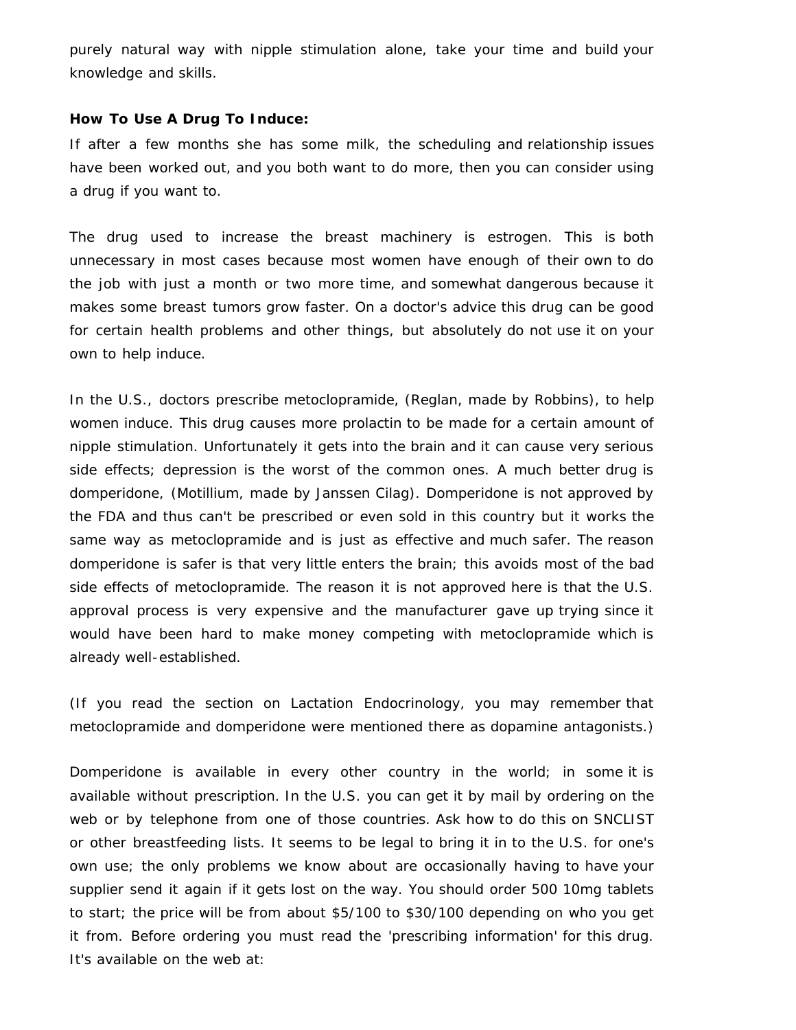purely natural way with nipple stimulation alone, take your time and build your knowledge and skills.

**How To Use A Drug To Induce:**

If after a few months she has some milk, the scheduling and relationship issues have been worked out, and you both want to do more, then you can consider using a drug if you want to.

The drug used to increase the breast machinery is estrogen. This is both unnecessary in most cases because most women have enough of their own to do the job with just a month or two more time, and somewhat dangerous because it makes some breast tumors grow faster. On a doctor's advice this drug can be good for certain health problems and other things, but absolutely do not use it on your own to help induce.

In the U.S., doctors prescribe metoclopramide, (Reglan, made by Robbins), to help women induce. This drug causes more prolactin to be made for a certain amount of nipple stimulation. Unfortunately it gets into the brain and it can cause very serious side effects; depression is the worst of the common ones. A much better drug is domperidone, (Motillium, made by Janssen Cilag). Domperidone is not approved by the FDA and thus can't be prescribed or even sold in this country but it works the same way as metoclopramide and is just as effective and much safer. The reason domperidone is safer is that very little enters the brain; this avoids most of the bad side effects of metoclopramide. The reason it is not approved here is that the U.S. approval process is very expensive and the manufacturer gave up trying since it would have been hard to make money competing with metoclopramide which is already well-established.

(If you read the section on Lactation Endocrinology, you may remember that metoclopramide and domperidone were mentioned there as dopamine antagonists.)

Domperidone is available in every other country in the world; in some it is available without prescription. In the U.S. you can get it by mail by ordering on the web or by telephone from one of those countries. Ask how to do this on SNCLIST or other breastfeeding lists. It seems to be legal to bring it in to the U.S. for one's own use; the only problems we know about are occasionally having to have your supplier send it again if it gets lost on the way. You should order 500 10mg tablets to start; the price will be from about $5/100 to $30/100 depending on who you get it from. Before ordering you must read the 'prescribing information' for this drug. It's available on the web at: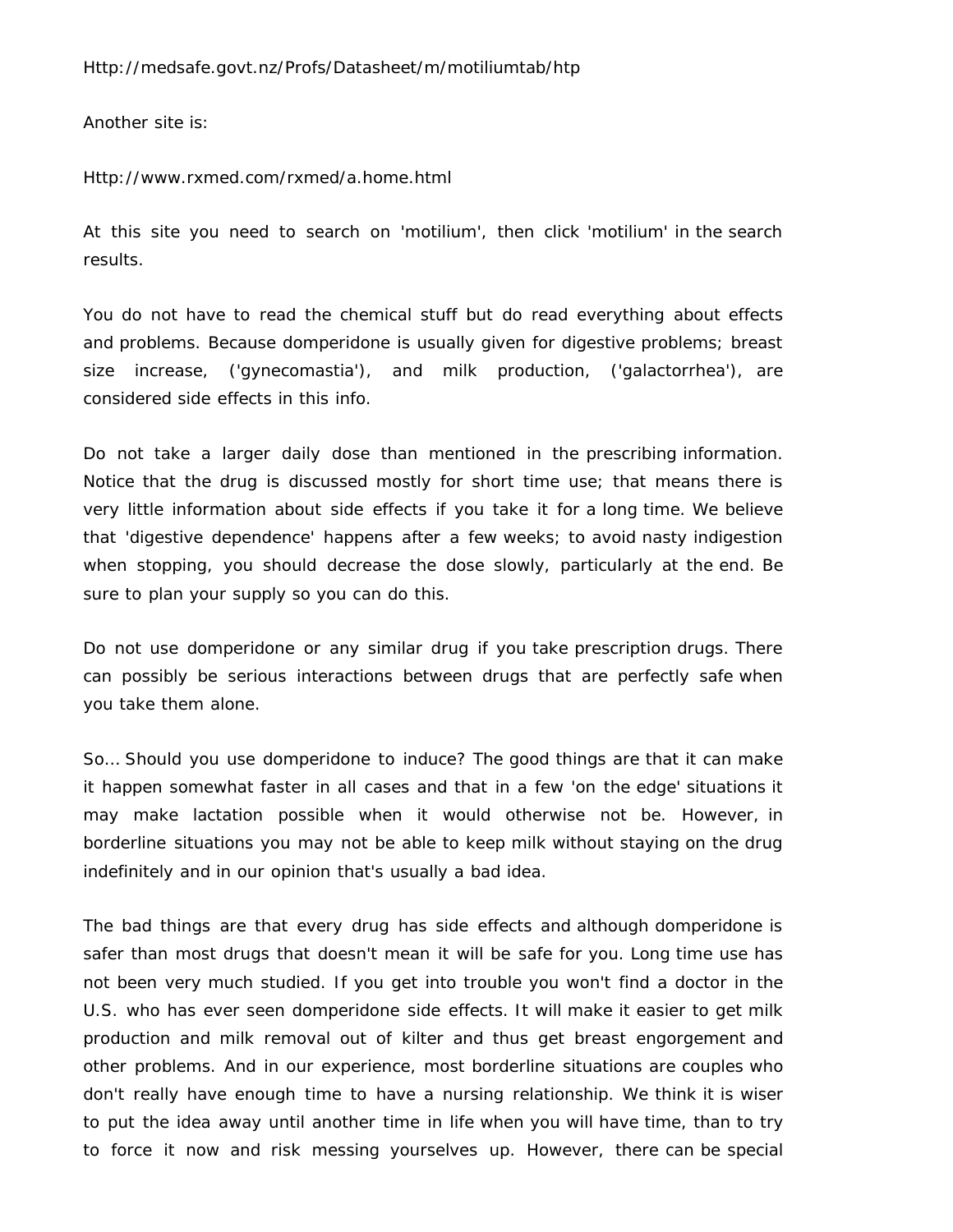Http://medsafe.govt.nz/Profs/Datasheet/m/motiliumtab/htp

Another site is:

Http://www.rxmed.com/rxmed/a.home.html

At this site you need to search on 'motilium', then click 'motilium' in the search results.

You do not have to read the chemical stuff but do read everything about effects and problems. Because domperidone is usually given for digestive problems; breast size increase, ('gynecomastia'), and milk production, ('galactorrhea'), are considered side effects in this info.

Do not take a larger daily dose than mentioned in the prescribing information. Notice that the drug is discussed mostly for short time use; that means there is very little information about side effects if you take it for a long time. We believe that 'digestive dependence' happens after a few weeks; to avoid nasty indigestion when stopping, you should decrease the dose slowly, particularly at the end. Be sure to plan your supply so you can do this.

Do not use domperidone or any similar drug if you take prescription drugs. There can possibly be serious interactions between drugs that are perfectly safe when you take them alone.

So... Should you use domperidone to induce? The good things are that it can make it happen somewhat faster in all cases and that in a few 'on the edge' situations it may make lactation possible when it would otherwise not be. However, in borderline situations you may not be able to keep milk without staying on the drug indefinitely and in our opinion that's usually a bad idea.

The bad things are that every drug has side effects and although domperidone is safer than most drugs that doesn't mean it will be safe for you. Long time use has not been very much studied. If you get into trouble you won't find a doctor in the U.S. who has ever seen domperidone side effects. It will make it easier to get milk production and milk removal out of kilter and thus get breast engorgement and other problems. And in our experience, most borderline situations are couples who don't really have enough time to have a nursing relationship. We think it is wiser to put the idea away until another time in life when you will have time, than to try to force it now and risk messing yourselves up. However, there can be special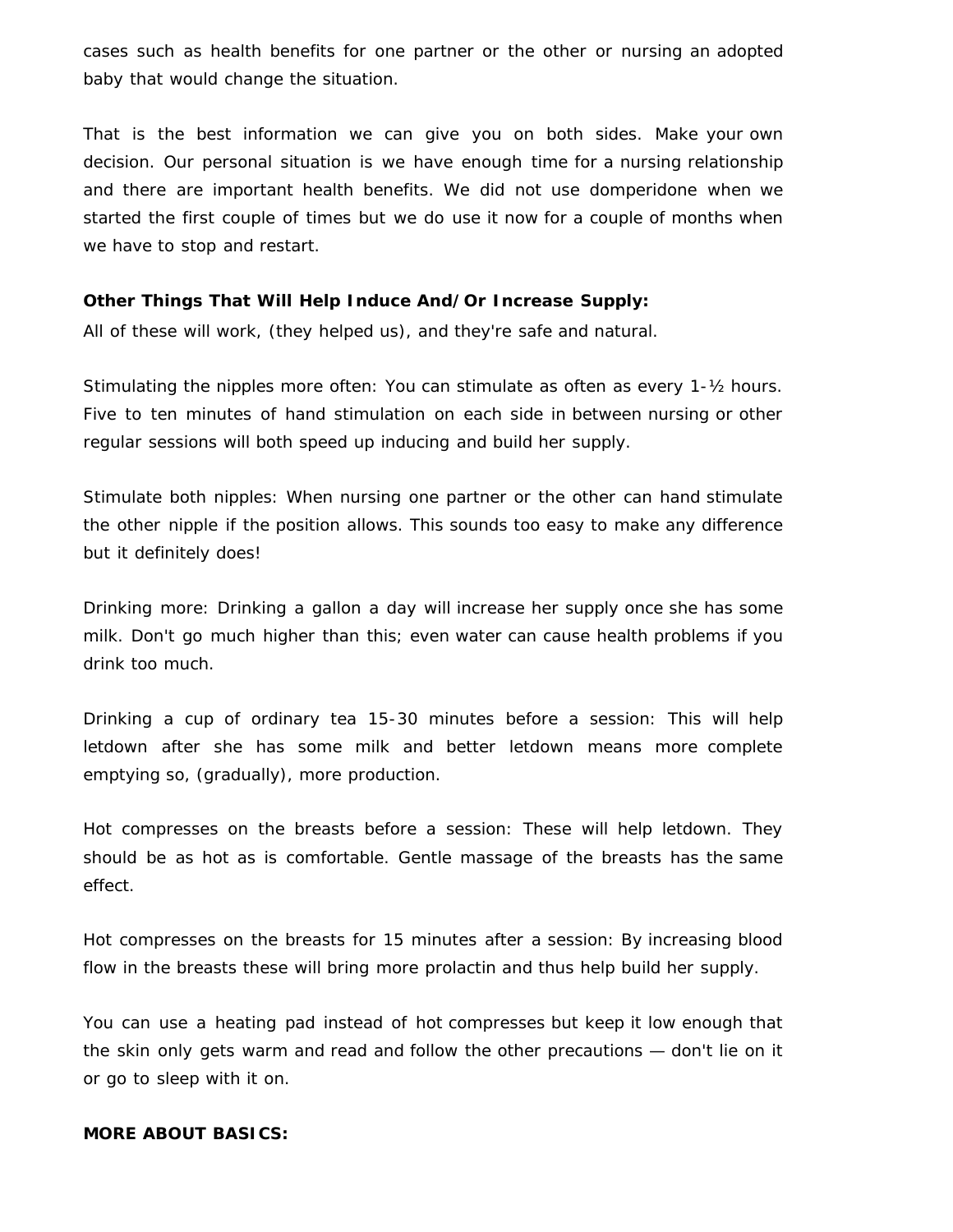cases such as health benefits for one partner or the other or nursing an adopted baby that would change the situation.

That is the best information we can give you on both sides. Make your own decision. Our personal situation is we have enough time for a nursing relationship and there are important health benefits. We did not use domperidone when we started the first couple of times but we do use it now for a couple of months when we have to stop and restart.

**Other Things That Will Help Induce And/Or Increase Supply:**

All of these will work, (they helped us), and they're safe and natural.

Stimulating the nipples more often: You can stimulate as often as every 1-½ hours. Five to ten minutes of hand stimulation on each side in between nursing or other regular sessions will both speed up inducing and build her supply.

Stimulate both nipples: When nursing one partner or the other can hand stimulate the other nipple if the position allows. This sounds too easy to make any difference but it definitely does!

Drinking more: Drinking a gallon a day will increase her supply once she has some milk. Don't go much higher than this; even water can cause health problems if you drink too much.

Drinking a cup of ordinary tea 15-30 minutes before a session: This will help letdown after she has some milk and better letdown means more complete emptying so, (gradually), more production.

Hot compresses on the breasts before a session: These will help letdown. They should be as hot as is comfortable. Gentle massage of the breasts has the same effect.

Hot compresses on the breasts for 15 minutes after a session: By increasing blood flow in the breasts these will bring more prolactin and thus help build her supply.

You can use a heating pad instead of hot compresses but keep it low enough that the skin only gets warm and read and follow the other precautions — don't lie on it or go to sleep with it on.

**MORE ABOUT BASICS:**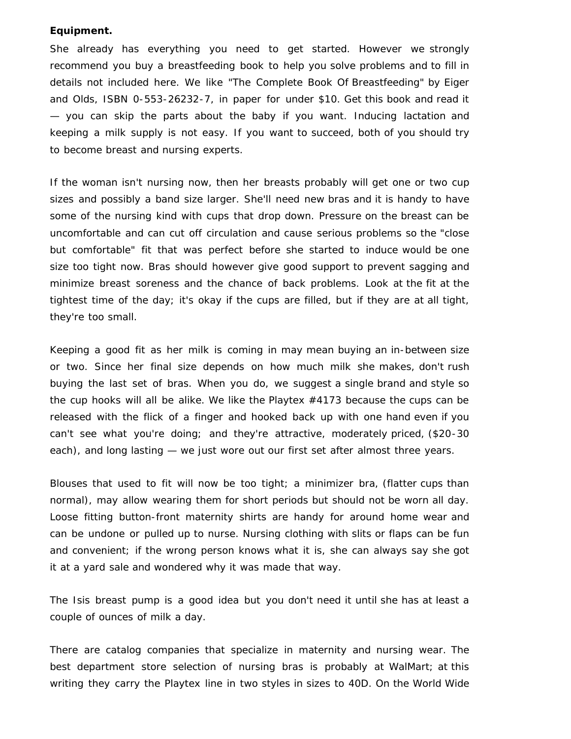**Equipment.**

She already has everything you need to get started. However we strongly recommend you buy a breastfeeding book to help you solve problems and to fill in details not included here. We like "The Complete Book Of Breastfeeding" by Eiger and Olds, ISBN 0-553-26232-7, in paper for under $10. Get this book and read it — you can skip the parts about the baby if you want. Inducing lactation and keeping a milk supply is not easy. If you want to succeed, both of you should try to become breast and nursing experts.

If the woman isn't nursing now, then her breasts probably will get one or two cup sizes and possibly a band size larger. She'll need new bras and it is handy to have some of the nursing kind with cups that drop down. Pressure on the breast can be uncomfortable and can cut off circulation and cause serious problems so the "close but comfortable" fit that was perfect before she started to induce would be one size too tight now. Bras should however give good support to prevent sagging and minimize breast soreness and the chance of back problems. Look at the fit at the tightest time of the day; it's okay if the cups are filled, but if they are at all tight, they're too small.

Keeping a good fit as her milk is coming in may mean buying an in-between size or two. Since her final size depends on how much milk she makes, don't rush buying the last set of bras. When you do, we suggest a single brand and style so the cup hooks will all be alike. We like the Playtex #4173 because the cups can be released with the flick of a finger and hooked back up with one hand even if you can't see what you're doing; and they're attractive, moderately priced, ($20-30 each), and long lasting — we just wore out our first set after almost three years.

Blouses that used to fit will now be too tight; a minimizer bra, (flatter cups than normal), may allow wearing them for short periods but should not be worn all day. Loose fitting button-front maternity shirts are handy for around home wear and can be undone or pulled up to nurse. Nursing clothing with slits or flaps can be fun and convenient; if the wrong person knows what it is, she can always say she got it at a yard sale and wondered why it was made that way.

The Isis breast pump is a good idea but you don't need it until she has at least a couple of ounces of milk a day.

There are catalog companies that specialize in maternity and nursing wear. The best department store selection of nursing bras is probably at WalMart; at this writing they carry the Playtex line in two styles in sizes to 40D. On the World Wide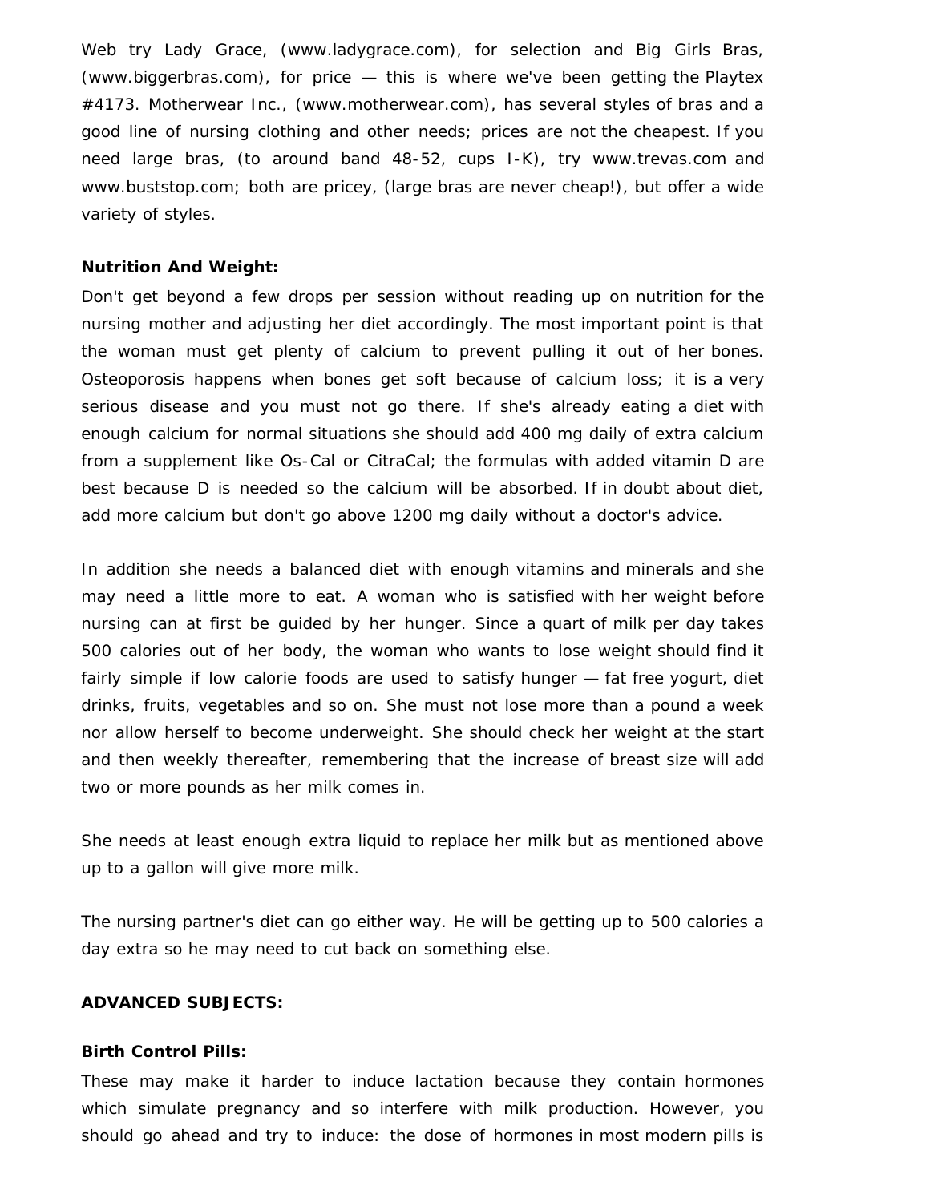Web try Lady Grace, (www.ladygrace.com), for selection and Big Girls Bras, (www.biggerbras.com), for price — this is where we've been getting the Playtex #4173. Motherwear Inc., (www.motherwear.com), has several styles of bras and a good line of nursing clothing and other needs; prices are not the cheapest. If you need large bras, (to around band 48-52, cups I-K), try www.trevas.com and www.buststop.com; both are pricey, (large bras are never cheap!), but offer a wide variety of styles.

**Nutrition And Weight:**

Don't get beyond a few drops per session without reading up on nutrition for the nursing mother and adjusting her diet accordingly. The most important point is that the woman must get plenty of calcium to prevent pulling it out of her bones. Osteoporosis happens when bones get soft because of calcium loss; it is a very serious disease and you must not go there. If she's already eating a diet with enough calcium for normal situations she should add 400 mg daily of extra calcium from a supplement like Os-Cal or CitraCal; the formulas with added vitamin D are best because D is needed so the calcium will be absorbed. If in doubt about diet, add more calcium but don't go above 1200 mg daily without a doctor's advice.

In addition she needs a balanced diet with enough vitamins and minerals and she may need a little more to eat. A woman who is satisfied with her weight before nursing can at first be guided by her hunger. Since a quart of milk per day takes 500 calories out of her body, the woman who wants to lose weight should find it fairly simple if low calorie foods are used to satisfy hunger — fat free yogurt, diet drinks, fruits, vegetables and so on. She must not lose more than a pound a week nor allow herself to become underweight. She should check her weight at the start and then weekly thereafter, remembering that the increase of breast size will add two or more pounds as her milk comes in.

She needs at least enough extra liquid to replace her milk but as mentioned above up to a gallon will give more milk.

The nursing partner's diet can go either way. He will be getting up to 500 calories a day extra so he may need to cut back on something else.

**ADVANCED SUBJECTS:**

**Birth Control Pills:**

These may make it harder to induce lactation because they contain hormones which simulate pregnancy and so interfere with milk production. However, you should go ahead and try to induce: the dose of hormones in most modern pills is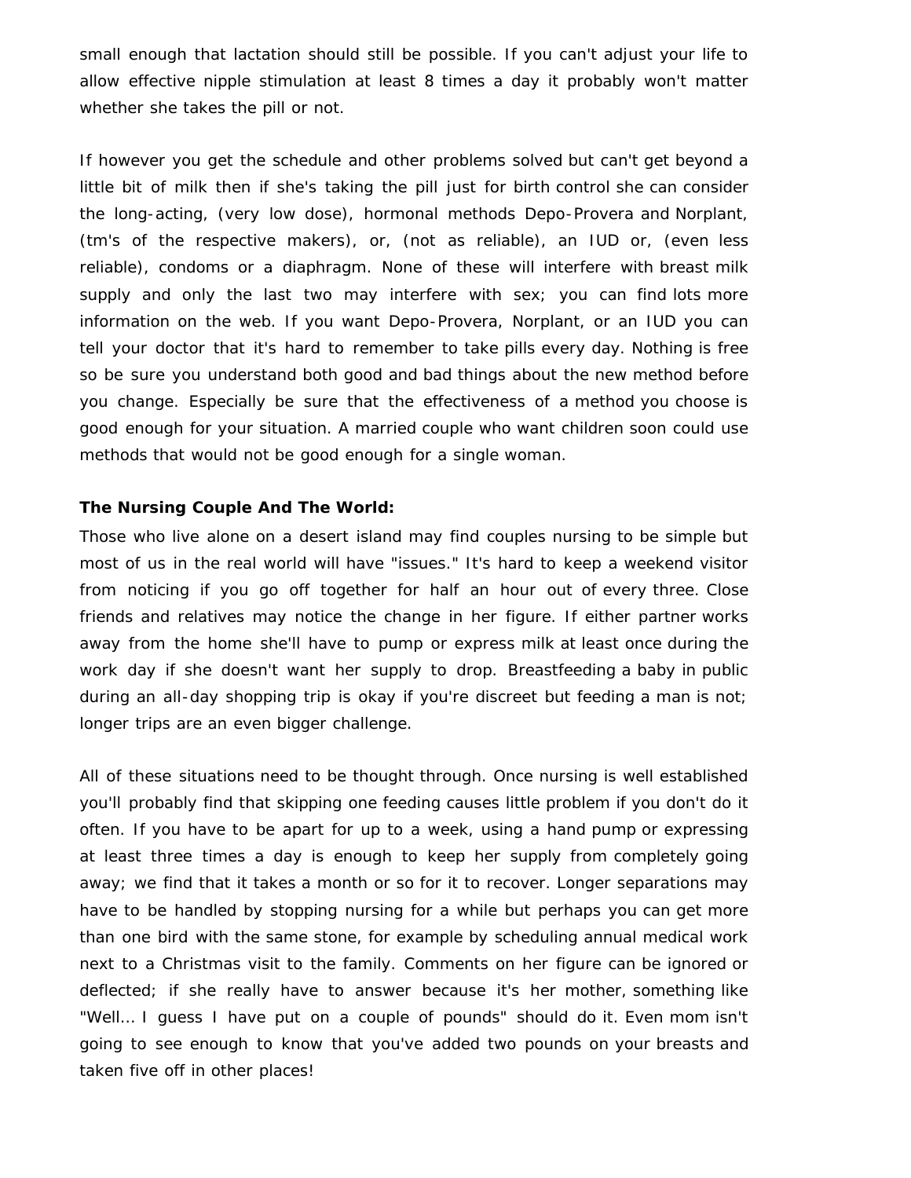small enough that lactation should still be possible. If you can't adjust your life to allow effective nipple stimulation at least 8 times a day it probably won't matter whether she takes the pill or not.

If however you get the schedule and other problems solved but can't get beyond a little bit of milk then if she's taking the pill just for birth control she can consider the long-acting, (very low dose), hormonal methods Depo-Provera and Norplant, (tm's of the respective makers), or, (not as reliable), an IUD or, (even less reliable), condoms or a diaphragm. None of these will interfere with breast milk supply and only the last two may interfere with sex; you can find lots more information on the web. If you want Depo-Provera, Norplant, or an IUD you can tell your doctor that it's hard to remember to take pills every day. Nothing is free so be sure you understand both good and bad things about the new method before you change. Especially be sure that the effectiveness of a method you choose is good enough for your situation. A married couple who want children soon could use methods that would not be good enough for a single woman.

**The Nursing Couple And The World:**

Those who live alone on a desert island may find couples nursing to be simple but most of us in the real world will have "issues." It's hard to keep a weekend visitor from noticing if you go off together for half an hour out of every three. Close friends and relatives may notice the change in her figure. If either partner works away from the home she'll have to pump or express milk at least once during the work day if she doesn't want her supply to drop. Breastfeeding a baby in public during an all-day shopping trip is okay if you're discreet but feeding a man is not; longer trips are an even bigger challenge.

All of these situations need to be thought through. Once nursing is well established you'll probably find that skipping one feeding causes little problem if you don't do it often. If you have to be apart for up to a week, using a hand pump or expressing at least three times a day is enough to keep her supply from completely going away; we find that it takes a month or so for it to recover. Longer separations may have to be handled by stopping nursing for a while but perhaps you can get more than one bird with the same stone, for example by scheduling annual medical work next to a Christmas visit to the family. Comments on her figure can be ignored or deflected; if she really have to answer because it's her mother, something like "Well... I guess I have put on a couple of pounds" should do it. Even mom isn't going to see enough to know that you've added two pounds on your breasts and taken five off in other places!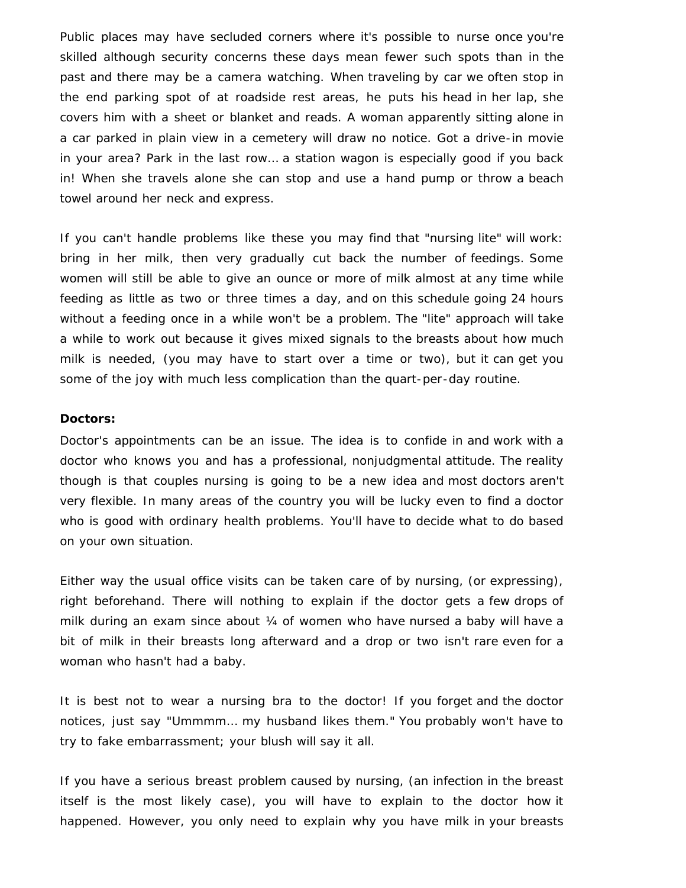Public places may have secluded corners where it's possible to nurse once you're skilled although security concerns these days mean fewer such spots than in the past and there may be a camera watching. When traveling by car we often stop in the end parking spot of at roadside rest areas, he puts his head in her lap, she covers him with a sheet or blanket and reads. A woman apparently sitting alone in a car parked in plain view in a cemetery will draw no notice. Got a drive-in movie in your area? Park in the last row... a station wagon is especially good if you back in! When she travels alone she can stop and use a hand pump or throw a beach towel around her neck and express.

If you can't handle problems like these you may find that "nursing lite" will work: bring in her milk, then very gradually cut back the number of feedings. Some women will still be able to give an ounce or more of milk almost at any time while feeding as little as two or three times a day, and on this schedule going 24 hours without a feeding once in a while won't be a problem. The "lite" approach will take a while to work out because it gives mixed signals to the breasts about how much milk is needed, (you may have to start over a time or two), but it can get you some of the joy with much less complication than the quart-per-day routine.

**Doctors:**

Doctor's appointments can be an issue. The idea is to confide in and work with a doctor who knows you and has a professional, nonjudgmental attitude. The reality though is that couples nursing is going to be a new idea and most doctors aren't very flexible. In many areas of the country you will be lucky even to find a doctor who is good with ordinary health problems. You'll have to decide what to do based on your own situation.

Either way the usual office visits can be taken care of by nursing, (or expressing), right beforehand. There will nothing to explain if the doctor gets a few drops of milk during an exam since about ¼ of women who have nursed a baby will have a bit of milk in their breasts long afterward and a drop or two isn't rare even for a woman who hasn't had a baby.

It is best not to wear a nursing bra to the doctor! If you forget and the doctor notices, just say "Ummmm... my husband likes them." You probably won't have to try to fake embarrassment; your blush will say it all.

If you have a serious breast problem caused by nursing, (an infection in the breast itself is the most likely case), you will have to explain to the doctor how it happened. However, you only need to explain why you have milk in your breasts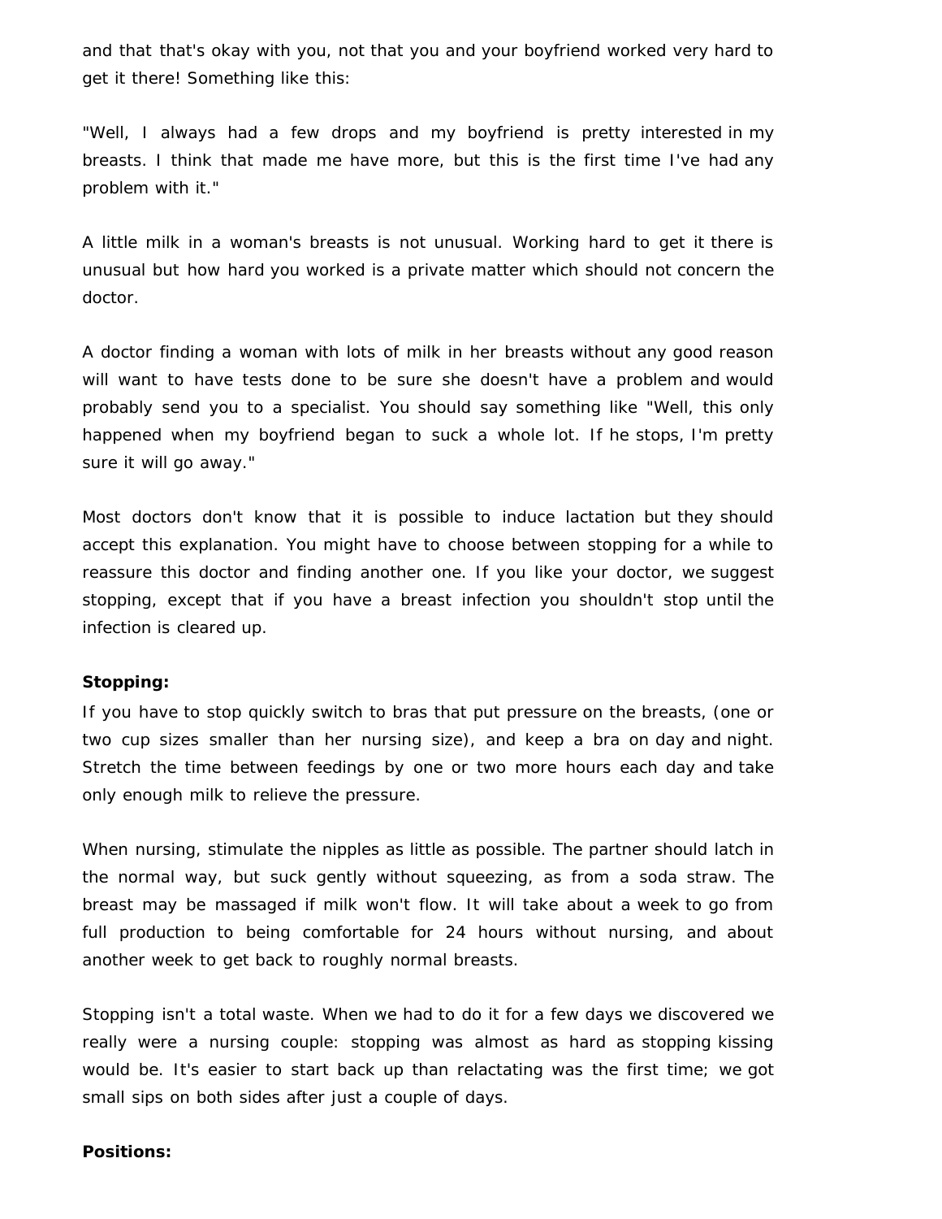and that that's okay with you, not that you and your boyfriend worked very hard to get it there! Something like this:

"Well, I always had a few drops and my boyfriend is pretty interested in my breasts. I think that made me have more, but this is the first time I've had any problem with it."

A little milk in a woman's breasts is not unusual. Working hard to get it there is unusual but how hard you worked is a private matter which should not concern the doctor.

A doctor finding a woman with lots of milk in her breasts without any good reason will want to have tests done to be sure she doesn't have a problem and would probably send you to a specialist. You should say something like "Well, this only happened when my boyfriend began to suck a whole lot. If he stops, I'm pretty sure it will go away."

Most doctors don't know that it is possible to induce lactation but they should accept this explanation. You might have to choose between stopping for a while to reassure this doctor and finding another one. If you like your doctor, we suggest stopping, except that if you have a breast infection you shouldn't stop until the infection is cleared up.

**Stopping:**

If you have to stop quickly switch to bras that put pressure on the breasts, (one or two cup sizes smaller than her nursing size), and keep a bra on day and night. Stretch the time between feedings by one or two more hours each day and take only enough milk to relieve the pressure.

When nursing, stimulate the nipples as little as possible. The partner should latch in the normal way, but suck gently without squeezing, as from a soda straw. The breast may be massaged if milk won't flow. It will take about a week to go from full production to being comfortable for 24 hours without nursing, and about another week to get back to roughly normal breasts.

Stopping isn't a total waste. When we had to do it for a few days we discovered we really were a nursing couple: stopping was almost as hard as stopping kissing would be. It's easier to start back up than relactating was the first time; we got small sips on both sides after just a couple of days.

**Positions:**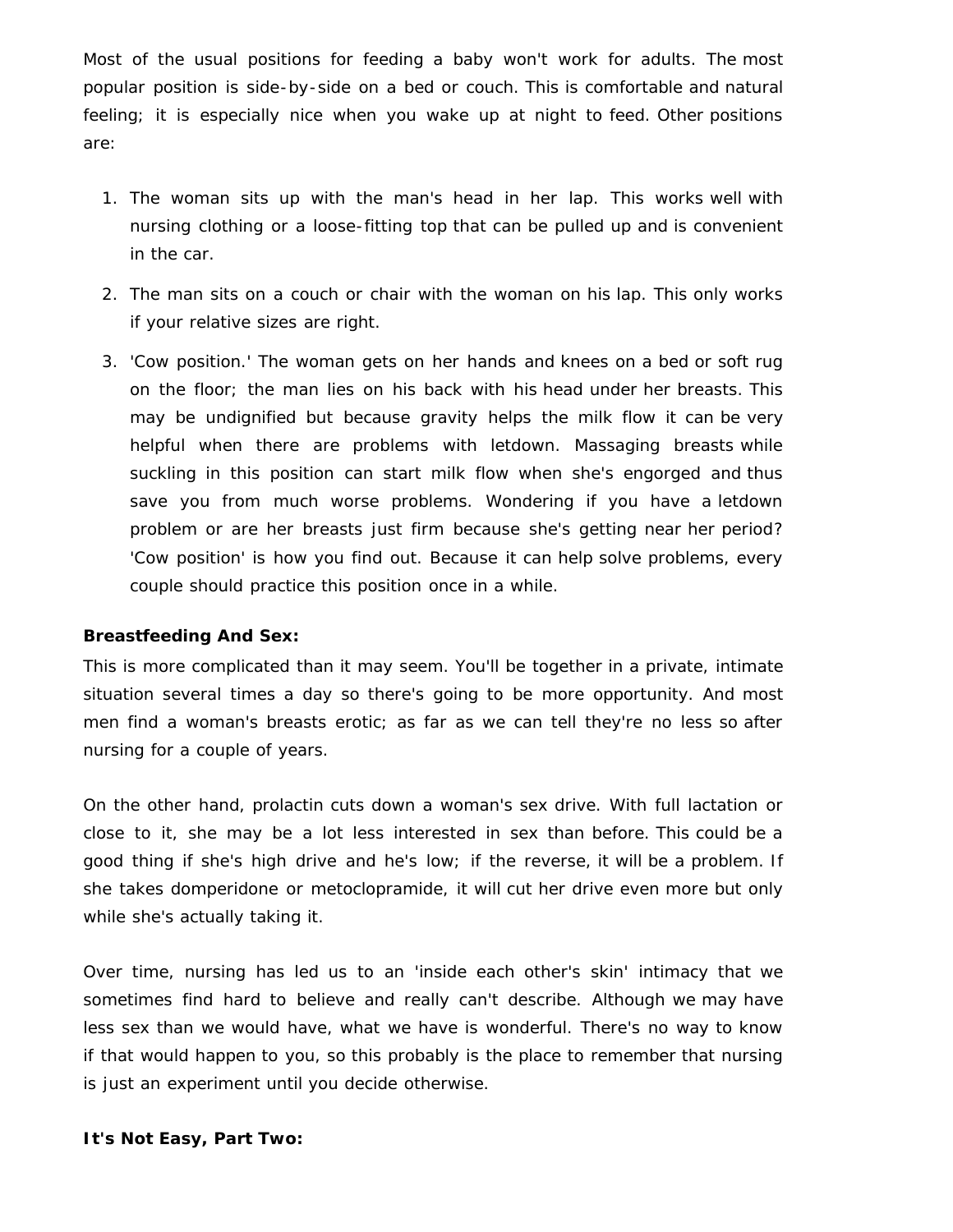Most of the usual positions for feeding a baby won't work for adults. The most popular position is side-by-side on a bed or couch. This is comfortable and natural feeling; it is especially nice when you wake up at night to feed. Other positions are:

1. The woman sits up with the man's head in her lap. This works well with nursing clothing or a loose-fitting top that can be pulled up and is convenient in the car.
2. The man sits on a couch or chair with the woman on his lap. This only works if your relative sizes are right.
3. 'Cow position.' The woman gets on her hands and knees on a bed or soft rug on the floor; the man lies on his back with his head under her breasts. This may be undignified but because gravity helps the milk flow it can be very helpful when there are problems with letdown. Massaging breasts while suckling in this position can start milk flow when she's engorged and thus save you from much worse problems. Wondering if you have a letdown problem or are her breasts just firm because she's getting near her period? 'Cow position' is how you find out. Because it can help solve problems, every couple should practice this position once in a while.

**Breastfeeding And Sex:**

This is more complicated than it may seem. You'll be together in a private, intimate situation several times a day so there's going to be more opportunity. And most men find a woman's breasts erotic; as far as we can tell they're no less so after nursing for a couple of years.

On the other hand, prolactin cuts down a woman's sex drive. With full lactation or close to it, she may be a lot less interested in sex than before. This could be a good thing if she's high drive and he's low; if the reverse, it will be a problem. If she takes domperidone or metoclopramide, it will cut her drive even more but only while she's actually taking it.

Over time, nursing has led us to an 'inside each other's skin' intimacy that we sometimes find hard to believe and really can't describe. Although we may have less sex than we would have, what we have is wonderful. There's no way to know if that would happen to you, so this probably is the place to remember that nursing is just an experiment until you decide otherwise.

**It's Not Easy, Part Two:**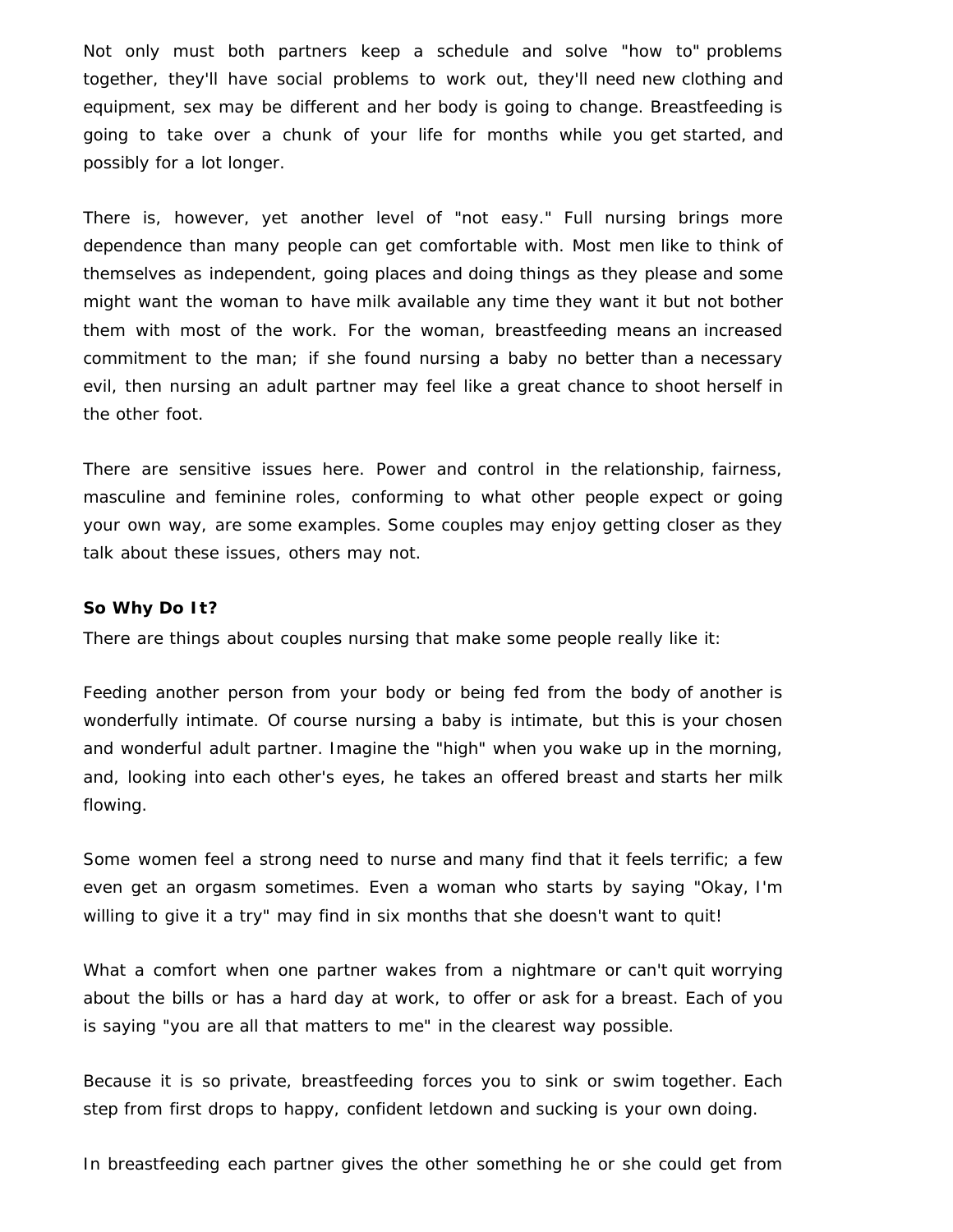Not only must both partners keep a schedule and solve "how to" problems together, they'll have social problems to work out, they'll need new clothing and equipment, sex may be different and her body is going to change. Breastfeeding is going to take over a chunk of your life for months while you get started, and possibly for a lot longer.

There is, however, yet another level of "not easy." Full nursing brings more dependence than many people can get comfortable with. Most men like to think of themselves as independent, going places and doing things as they please and some might want the woman to have milk available any time they want it but not bother them with most of the work. For the woman, breastfeeding means an increased commitment to the man; if she found nursing a baby no better than a necessary evil, then nursing an adult partner may feel like a great chance to shoot herself in the other foot.

There are sensitive issues here. Power and control in the relationship, fairness, masculine and feminine roles, conforming to what other people expect or going your own way, are some examples. Some couples may enjoy getting closer as they talk about these issues, others may not.

**So Why Do It?**

There are things about couples nursing that make some people really like it:

Feeding another person from your body or being fed from the body of another is wonderfully intimate. Of course nursing a baby is intimate, but this is your chosen and wonderful adult partner. Imagine the "high" when you wake up in the morning, and, looking into each other's eyes, he takes an offered breast and starts her milk flowing.

Some women feel a strong need to nurse and many find that it feels terrific; a few even get an orgasm sometimes. Even a woman who starts by saying "Okay, I'm willing to give it a try" may find in six months that she doesn't want to quit!

What a comfort when one partner wakes from a nightmare or can't quit worrying about the bills or has a hard day at work, to offer or ask for a breast. Each of you is saying "you are all that matters to me" in the clearest way possible.

Because it is so private, breastfeeding forces you to sink or swim together. Each step from first drops to happy, confident letdown and sucking is your own doing.

In breastfeeding each partner gives the other something he or she could get from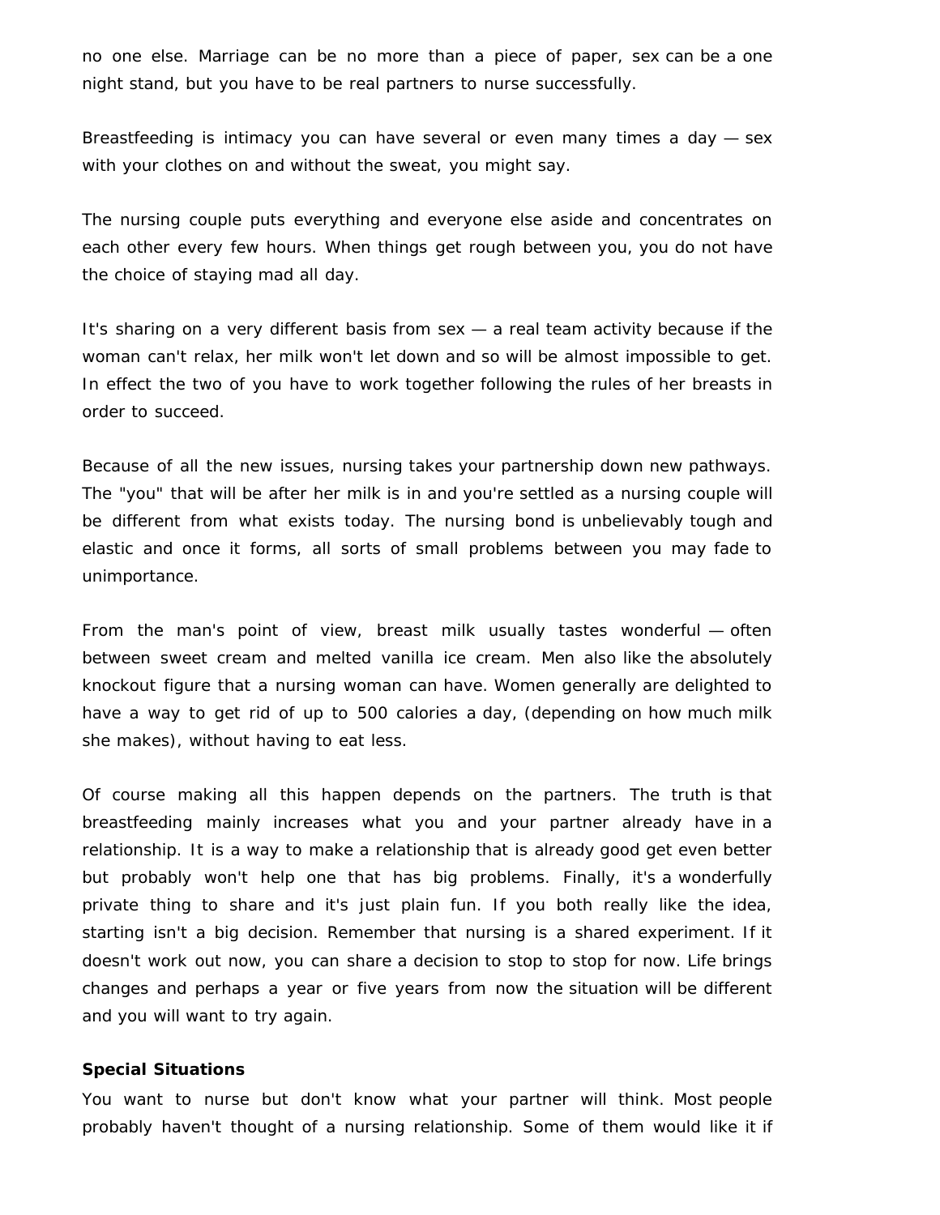no one else. Marriage can be no more than a piece of paper, sex can be a one night stand, but you have to be real partners to nurse successfully.

Breastfeeding is intimacy you can have several or even many times a day — sex with your clothes on and without the sweat, you might say.

The nursing couple puts everything and everyone else aside and concentrates on each other every few hours. When things get rough between you, you do not have the choice of staying mad all day.

It's sharing on a very different basis from sex — a real team activity because if the woman can't relax, her milk won't let down and so will be almost impossible to get. In effect the two of you have to work together following the rules of her breasts in order to succeed.

Because of all the new issues, nursing takes your partnership down new pathways. The "you" that will be after her milk is in and you're settled as a nursing couple will be different from what exists today. The nursing bond is unbelievably tough and elastic and once it forms, all sorts of small problems between you may fade to unimportance.

From the man's point of view, breast milk usually tastes wonderful — often between sweet cream and melted vanilla ice cream. Men also like the absolutely knockout figure that a nursing woman can have. Women generally are delighted to have a way to get rid of up to 500 calories a day, (depending on how much milk she makes), without having to eat less.

Of course making all this happen depends on the partners. The truth is that breastfeeding mainly increases what you and your partner already have in a relationship. It is a way to make a relationship that is already good get even better but probably won't help one that has big problems. Finally, it's a wonderfully private thing to share and it's just plain fun. If you both really like the idea, starting isn't a big decision. Remember that nursing is a shared experiment. If it doesn't work out now, you can share a decision to stop to stop for now. Life brings changes and perhaps a year or five years from now the situation will be different and you will want to try again.

**Special Situations**

You want to nurse but don't know what your partner will think. Most people probably haven't thought of a nursing relationship. Some of them would like it if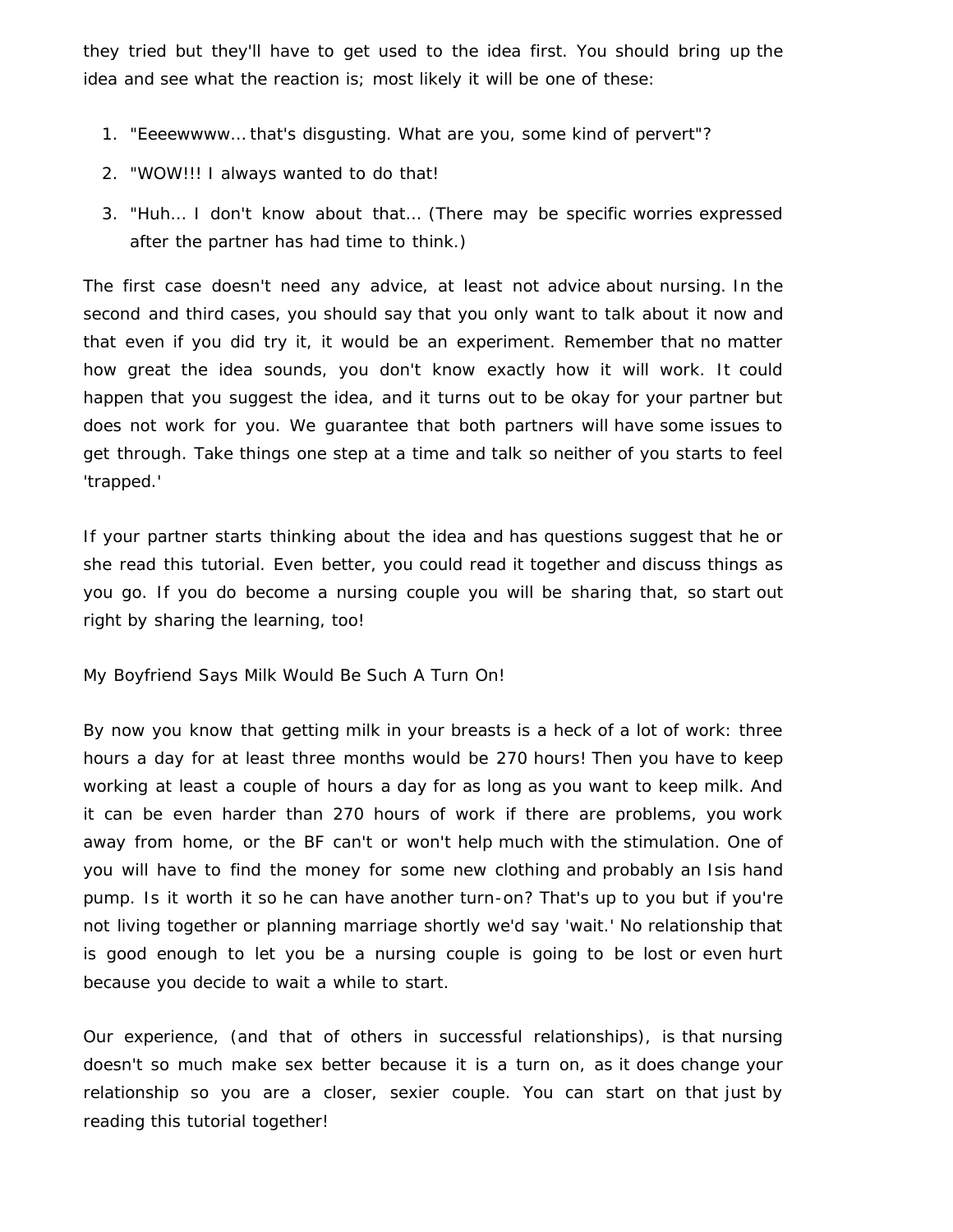they tried but they'll have to get used to the idea first. You should bring up the idea and see what the reaction is; most likely it will be one of these:

1. "Eeeewwww... that's disgusting. What are you, some kind of pervert"?
2. "WOW!!! I always wanted to do that!
3. "Huh... I don't know about that... (There may be specific worries expressed after the partner has had time to think.)

The first case doesn't need any advice, at least not advice about nursing. In the second and third cases, you should say that you only want to talk about it now and that even if you did try it, it would be an experiment. Remember that no matter how great the idea sounds, you don't know exactly how it will work. It could happen that you suggest the idea, and it turns out to be okay for your partner but does not work for you. We guarantee that both partners will have some issues to get through. Take things one step at a time and talk so neither of you starts to feel 'trapped.'

If your partner starts thinking about the idea and has questions suggest that he or she read this tutorial. Even better, you could read it together and discuss things as you go. If you do become a nursing couple you will be sharing that, so start out right by sharing the learning, too!

My Boyfriend Says Milk Would Be Such A Turn On!

By now you know that getting milk in your breasts is a heck of a lot of work: three hours a day for at least three months would be 270 hours! Then you have to keep working at least a couple of hours a day for as long as you want to keep milk. And it can be even harder than 270 hours of work if there are problems, you work away from home, or the BF can't or won't help much with the stimulation. One of you will have to find the money for some new clothing and probably an Isis hand pump. Is it worth it so he can have another turn-on? That's up to you but if you're not living together or planning marriage shortly we'd say 'wait.' No relationship that is good enough to let you be a nursing couple is going to be lost or even hurt because you decide to wait a while to start.

Our experience, (and that of others in successful relationships), is that nursing doesn't so much make sex better because it is a turn on, as it does change your relationship so you are a closer, sexier couple. You can start on that just by reading this tutorial together!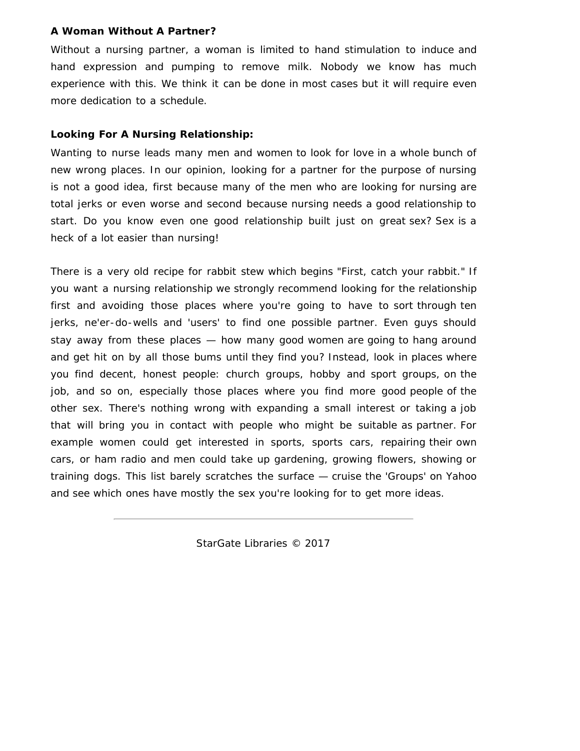**A Woman Without A Partner?**

Without a nursing partner, a woman is limited to hand stimulation to induce and hand expression and pumping to remove milk. Nobody we know has much experience with this. We think it can be done in most cases but it will require even more dedication to a schedule.

**Looking For A Nursing Relationship:**

Wanting to nurse leads many men and women to look for love in a whole bunch of new wrong places. In our opinion, looking for a partner for the purpose of nursing is not a good idea, first because many of the men who are looking for nursing are total jerks or even worse and second because nursing needs a good relationship to start. Do you know even one good relationship built just on great sex? Sex is a heck of a lot easier than nursing!

There is a very old recipe for rabbit stew which begins "First, catch your rabbit." If you want a nursing relationship we strongly recommend looking for the relationship first and avoiding those places where you're going to have to sort through ten jerks, ne'er-do-wells and 'users' to find one possible partner. Even guys should stay away from these places — how many good women are going to hang around and get hit on by all those bums until they find you? Instead, look in places where you find decent, honest people: church groups, hobby and sport groups, on the job, and so on, especially those places where you find more good people of the other sex. There's nothing wrong with expanding a small interest or taking a job that will bring you in contact with people who might be suitable as partner. For example women could get interested in sports, sports cars, repairing their own cars, or ham radio and men could take up gardening, growing flowers, showing or training dogs. This list barely scratches the surface — cruise the 'Groups' on Yahoo and see which ones have mostly the sex you're looking for to get more ideas.

---

StarGate Libraries © 2017